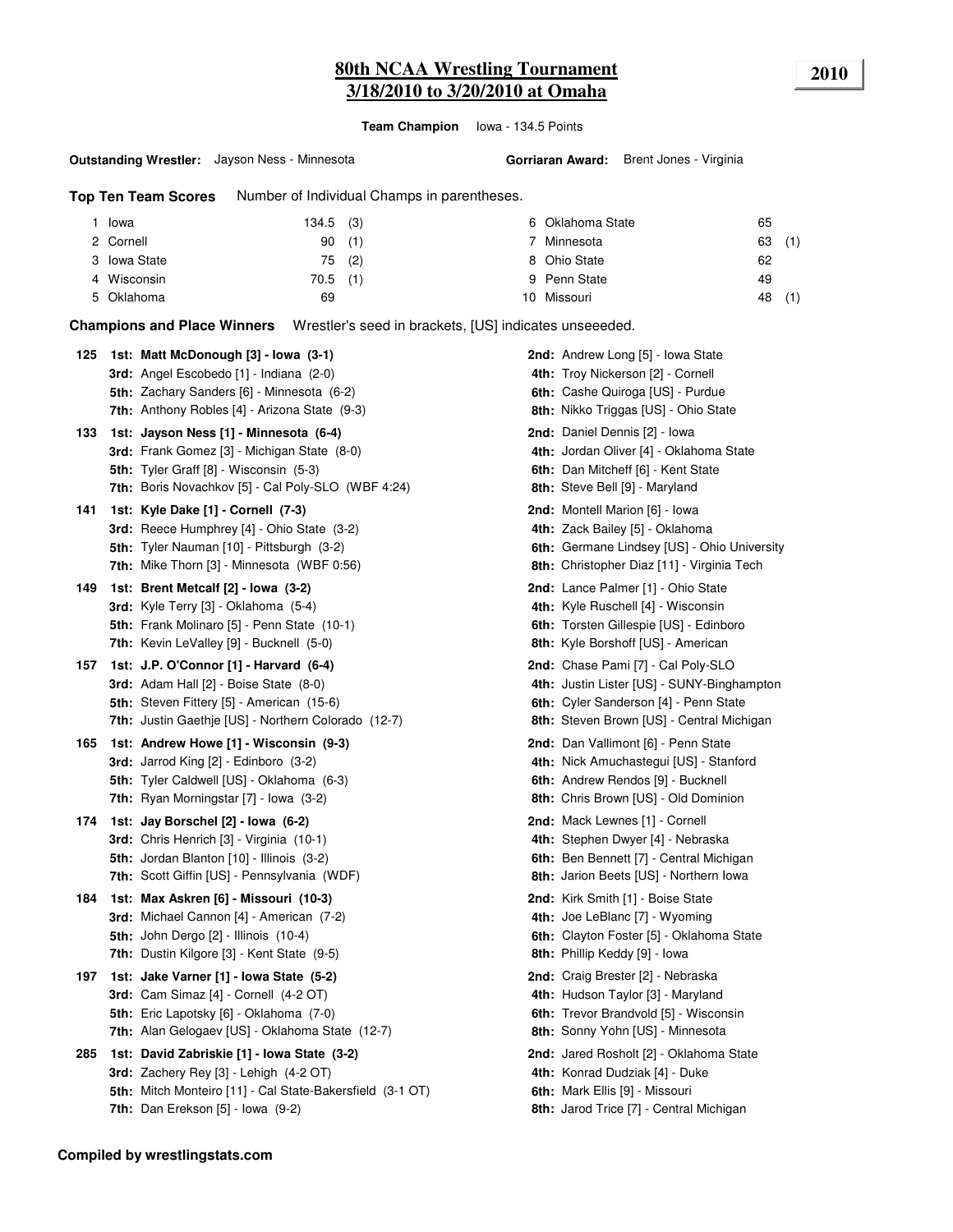# 80th NCAA Wrestling Tournament
## 3/18/2010 to 3/20/2010 at Omaha

**2010**

**Team Champion** Iowa - 134.5 Points

**Outstanding Wrestler:** Jayson Ness - Minnesota

**Gorriaran Award:** Brent Jones - Virginia

**Top Ten Team Scores** Number of Individual Champs in parentheses.

| Rank | Team | Points | Champs |
|---|---|---|---|
| 1 | Iowa | 134.5 | (3) |
| 2 | Cornell | 90 | (1) |
| 3 | Iowa State | 75 | (2) |
| 4 | Wisconsin | 70.5 | (1) |
| 5 | Oklahoma | 69 | |
| 6 | Oklahoma State | 65 | |
| 7 | Minnesota | 63 | (1) |
| 8 | Ohio State | 62 | |
| 9 | Penn State | 49 | |
| 10 | Missouri | 48 | (1) |

**Champions and Place Winners** Wrestler's seed in brackets, [US] indicates unseeeded.

**125**
- **1st: Matt McDonough [3] - Iowa (3-1)**
- **2nd:** Andrew Long [5] - Iowa State
- **3rd:** Angel Escobedo [1] - Indiana (2-0)
- **4th:** Troy Nickerson [2] - Cornell
- **5th:** Zachary Sanders [6] - Minnesota (6-2)
- **6th:** Cashe Quiroga [US] - Purdue
- **7th:** Anthony Robles [4] - Arizona State (9-3)
- **8th:** Nikko Triggas [US] - Ohio State

**133**
- **1st: Jayson Ness [1] - Minnesota (6-4)**
- **2nd:** Daniel Dennis [2] - Iowa
- **3rd:** Frank Gomez [3] - Michigan State (8-0)
- **4th:** Jordan Oliver [4] - Oklahoma State
- **5th:** Tyler Graff [8] - Wisconsin (5-3)
- **6th:** Dan Mitcheff [6] - Kent State
- **7th:** Boris Novachkov [5] - Cal Poly-SLO (WBF 4:24)
- **8th:** Steve Bell [9] - Maryland

**141**
- **1st: Kyle Dake [1] - Cornell (7-3)**
- **2nd:** Montell Marion [6] - Iowa
- **3rd:** Reece Humphrey [4] - Ohio State (3-2)
- **4th:** Zack Bailey [5] - Oklahoma
- **5th:** Tyler Nauman [10] - Pittsburgh (3-2)
- **6th:** Germane Lindsey [US] - Ohio University
- **7th:** Mike Thorn [3] - Minnesota (WBF 0:56)
- **8th:** Christopher Diaz [11] - Virginia Tech

**149**
- **1st: Brent Metcalf [2] - Iowa (3-2)**
- **2nd:** Lance Palmer [1] - Ohio State
- **3rd:** Kyle Terry [3] - Oklahoma (5-4)
- **4th:** Kyle Ruschell [4] - Wisconsin
- **5th:** Frank Molinaro [5] - Penn State (10-1)
- **6th:** Torsten Gillespie [US] - Edinboro
- **7th:** Kevin LeValley [9] - Bucknell (5-0)
- **8th:** Kyle Borshoff [US] - American

**157**
- **1st: J.P. O'Connor [1] - Harvard (6-4)**
- **2nd:** Chase Pami [7] - Cal Poly-SLO
- **3rd:** Adam Hall [2] - Boise State (8-0)
- **4th:** Justin Lister [US] - SUNY-Binghampton
- **5th:** Steven Fittery [5] - American (15-6)
- **6th:** Cyler Sanderson [4] - Penn State
- **7th:** Justin Gaethje [US] - Northern Colorado (12-7)
- **8th:** Steven Brown [US] - Central Michigan

**165**
- **1st: Andrew Howe [1] - Wisconsin (9-3)**
- **2nd:** Dan Vallimont [6] - Penn State
- **3rd:** Jarrod King [2] - Edinboro (3-2)
- **4th:** Nick Amuchastegui [US] - Stanford
- **5th:** Tyler Caldwell [US] - Oklahoma (6-3)
- **6th:** Andrew Rendos [9] - Bucknell
- **7th:** Ryan Morningstar [7] - Iowa (3-2)
- **8th:** Chris Brown [US] - Old Dominion

**174**
- **1st: Jay Borschel [2] - Iowa (6-2)**
- **2nd:** Mack Lewnes [1] - Cornell
- **3rd:** Chris Henrich [3] - Virginia (10-1)
- **4th:** Stephen Dwyer [4] - Nebraska
- **5th:** Jordan Blanton [10] - Illinois (3-2)
- **6th:** Ben Bennett [7] - Central Michigan
- **7th:** Scott Giffin [US] - Pennsylvania (WDF)
- **8th:** Jarion Beets [US] - Northern Iowa

**184**
- **1st: Max Askren [6] - Missouri (10-3)**
- **2nd:** Kirk Smith [1] - Boise State
- **3rd:** Michael Cannon [4] - American (7-2)
- **4th:** Joe LeBlanc [7] - Wyoming
- **5th:** John Dergo [2] - Illinois (10-4)
- **6th:** Clayton Foster [5] - Oklahoma State
- **7th:** Dustin Kilgore [3] - Kent State (9-5)
- **8th:** Phillip Keddy [9] - Iowa

**197**
- **1st: Jake Varner [1] - Iowa State (5-2)**
- **2nd:** Craig Brester [2] - Nebraska
- **3rd:** Cam Simaz [4] - Cornell (4-2 OT)
- **4th:** Hudson Taylor [3] - Maryland
- **5th:** Eric Lapotsky [6] - Oklahoma (7-0)
- **6th:** Trevor Brandvold [5] - Wisconsin
- **7th:** Alan Gelogaev [US] - Oklahoma State (12-7)
- **8th:** Sonny Yohn [US] - Minnesota

**285**
- **1st: David Zabriskie [1] - Iowa State (3-2)**
- **2nd:** Jared Rosholt [2] - Oklahoma State
- **3rd:** Zachery Rey [3] - Lehigh (4-2 OT)
- **4th:** Konrad Dudziak [4] - Duke
- **5th:** Mitch Monteiro [11] - Cal State-Bakersfield (3-1 OT)
- **6th:** Mark Ellis [9] - Missouri
- **7th:** Dan Erekson [5] - Iowa (9-2)
- **8th:** Jarod Trice [7] - Central Michigan

**Compiled by wrestlingstats.com**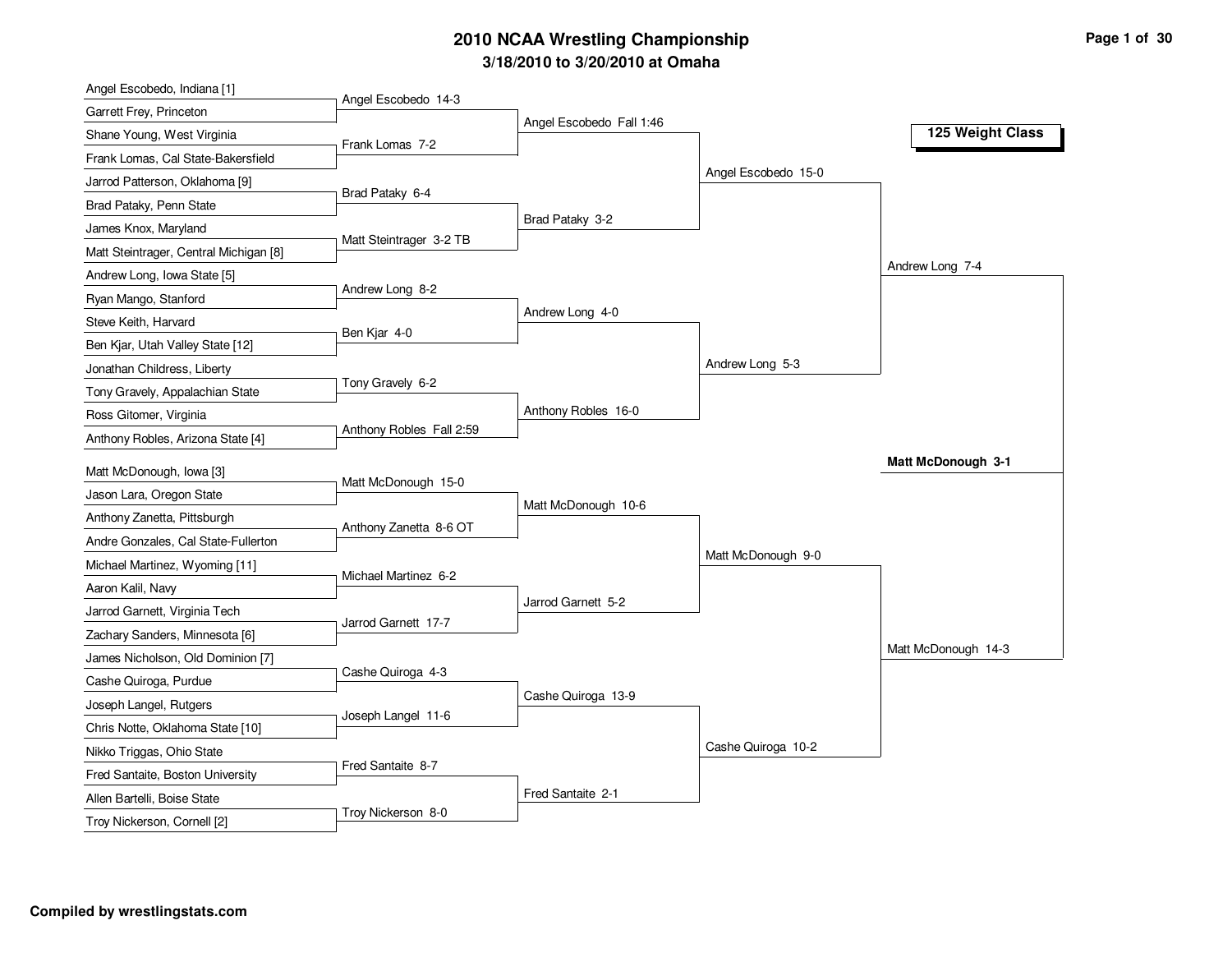# 2010 NCAA Wrestling Championship

## 3/18/2010 to 3/20/2010 at Omaha

### 125 Weight Class

**First Round**

- Angel Escobedo, Indiana [1] vs. Garrett Frey, Princeton — Angel Escobedo 14-3
- Shane Young, West Virginia vs. Frank Lomas, Cal State-Bakersfield — Frank Lomas 7-2
- Jarrod Patterson, Oklahoma [9] vs. Brad Pataky, Penn State — Brad Pataky 6-4
- James Knox, Maryland vs. Matt Steintrager, Central Michigan [8] — Matt Steintrager 3-2 TB
- Andrew Long, Iowa State [5] vs. Ryan Mango, Stanford — Andrew Long 8-2
- Steve Keith, Harvard vs. Ben Kjar, Utah Valley State [12] — Ben Kjar 4-0
- Jonathan Childress, Liberty vs. Tony Gravely, Appalachian State — Tony Gravely 6-2
- Ross Gitomer, Virginia vs. Anthony Robles, Arizona State [4] — Anthony Robles Fall 2:59
- Matt McDonough, Iowa [3] vs. Jason Lara, Oregon State — Matt McDonough 15-0
- Anthony Zanetta, Pittsburgh vs. Andre Gonzales, Cal State-Fullerton — Anthony Zanetta 8-6 OT
- Michael Martinez, Wyoming [11] vs. Aaron Kalil, Navy — Michael Martinez 6-2
- Jarrod Garnett, Virginia Tech vs. Zachary Sanders, Minnesota [6] — Jarrod Garnett 17-7
- James Nicholson, Old Dominion [7] vs. Cashe Quiroga, Purdue — Cashe Quiroga 4-3
- Joseph Langel, Rutgers vs. Chris Notte, Oklahoma State [10] — Joseph Langel 11-6
- Nikko Triggas, Ohio State vs. Fred Santaite, Boston University — Fred Santaite 8-7
- Allen Bartelli, Boise State vs. Troy Nickerson, Cornell [2] — Troy Nickerson 8-0

**Second Round**

- Angel Escobedo Fall 1:46
- Brad Pataky 3-2
- Andrew Long 4-0
- Anthony Robles 16-0
- Matt McDonough 10-6
- Jarrod Garnett 5-2
- Cashe Quiroga 13-9
- Fred Santaite 2-1

**Quarterfinals**

- Angel Escobedo 15-0
- Andrew Long 5-3
- Matt McDonough 9-0
- Cashe Quiroga 10-2

**Semifinals**

- Andrew Long 7-4
- Matt McDonough 14-3

**Final**

- **Matt McDonough 3-1**

**Compiled by wrestlingstats.com**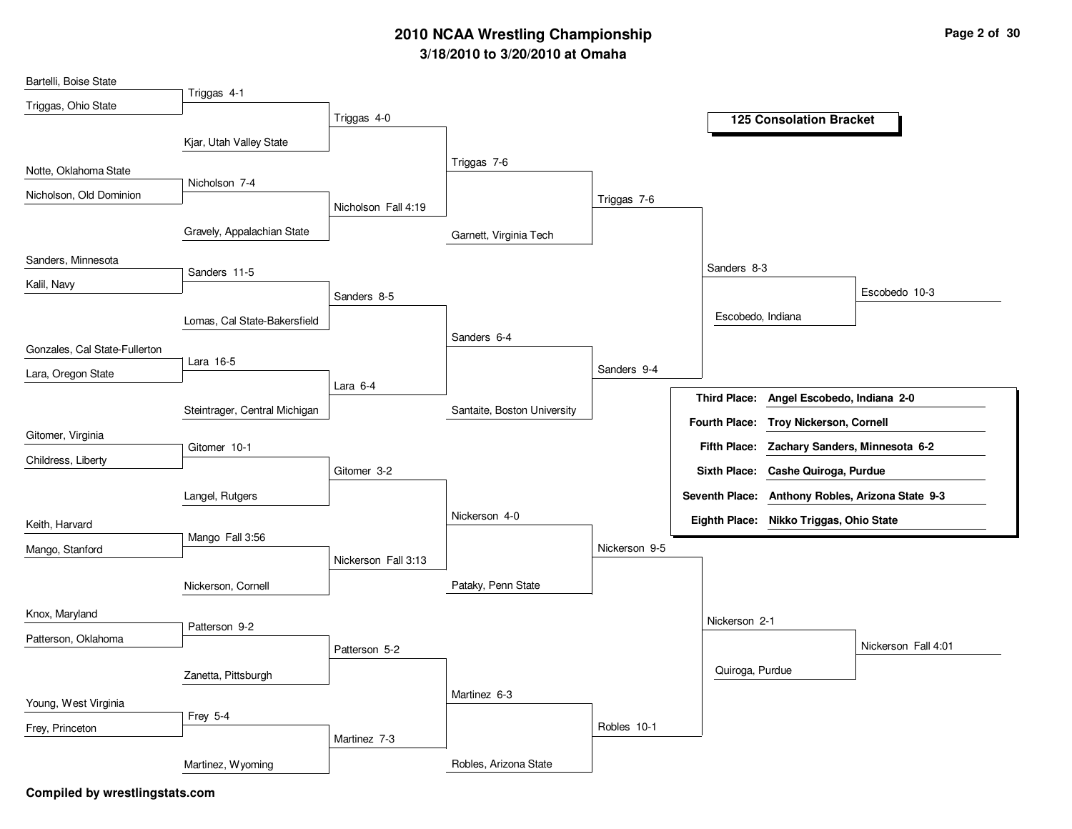# 2010 NCAA Wrestling Championship

### 3/18/2010 to 3/20/2010 at Omaha

## 125 Consolation Bracket

### Consolation Round 1

- Bartelli, Boise State vs. Triggas, Ohio State — **Triggas 4-1**
- Notte, Oklahoma State vs. Nicholson, Old Dominion — **Nicholson 7-4**
- Sanders, Minnesota vs. Kalil, Navy — **Sanders 11-5**
- Gonzales, Cal State-Fullerton vs. Lara, Oregon State — **Lara 16-5**
- Gitomer, Virginia vs. Childress, Liberty — **Gitomer 10-1**
- Keith, Harvard vs. Mango, Stanford — **Mango Fall 3:56**
- Knox, Maryland vs. Patterson, Oklahoma — **Patterson 9-2**
- Young, West Virginia vs. Frey, Princeton — **Frey 5-4**

### Consolation Round 2

- Triggas vs. Kjar, Utah Valley State — **Triggas 4-0**
- Nicholson vs. Gravely, Appalachian State — **Nicholson Fall 4:19**
- Sanders vs. Lomas, Cal State-Bakersfield — **Sanders 8-5**
- Lara vs. Steintrager, Central Michigan — **Lara 6-4**
- Gitomer vs. Langel, Rutgers — **Gitomer 3-2**
- Mango vs. Nickerson, Cornell — **Nickerson Fall 3:13**
- Patterson vs. Zanetta, Pittsburgh — **Patterson 5-2**
- Frey vs. Martinez, Wyoming — **Martinez 7-3**

### Consolation Round 3

- Triggas vs. Nicholson — **Triggas 7-6**
- Sanders vs. Lara — **Sanders 6-4**
- Gitomer vs. Nickerson — **Nickerson 4-0**
- Patterson vs. Martinez — **Martinez 6-3**

### Consolation Round 4

- Triggas vs. Garnett, Virginia Tech — **Triggas 7-6**
- Sanders vs. Santaite, Boston University — **Sanders 9-4**
- Nickerson vs. Pataky, Penn State — **Nickerson 9-5**
- Martinez vs. Robles, Arizona State — **Robles 10-1**

### Consolation Quarterfinals

- Triggas vs. Sanders — **Sanders 8-3**
- Nickerson vs. Robles — **Nickerson 2-1**

### Consolation Semifinals

- Sanders vs. Escobedo, Indiana — **Escobedo 10-3**
- Nickerson vs. Quiroga, Purdue — **Nickerson Fall 4:01**

## Final Placings

| Place | Wrestler |
|---|---|
| Third Place: | Angel Escobedo, Indiana 2-0 |
| Fourth Place: | Troy Nickerson, Cornell |
| Fifth Place: | Zachary Sanders, Minnesota 6-2 |
| Sixth Place: | Cashe Quiroga, Purdue |
| Seventh Place: | Anthony Robles, Arizona State 9-3 |
| Eighth Place: | Nikko Triggas, Ohio State |

**Compiled by wrestlingstats.com**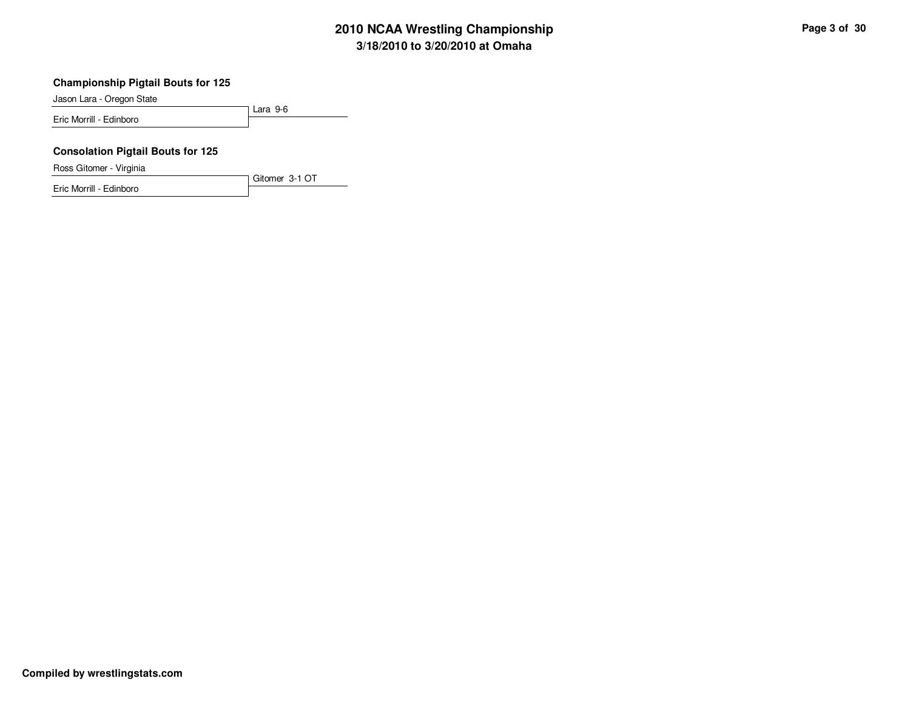# 2010 NCAA Wrestling Championship

## 3/18/2010 to 3/20/2010 at Omaha

### Championship Pigtail Bouts for 125

Jason Lara - Oregon State

Eric Morrill - Edinboro

Lara 9-6

### Consolation Pigtail Bouts for 125

Ross Gitomer - Virginia

Eric Morrill - Edinboro

Gitomer 3-1 OT

**Compiled by wrestlingstats.com**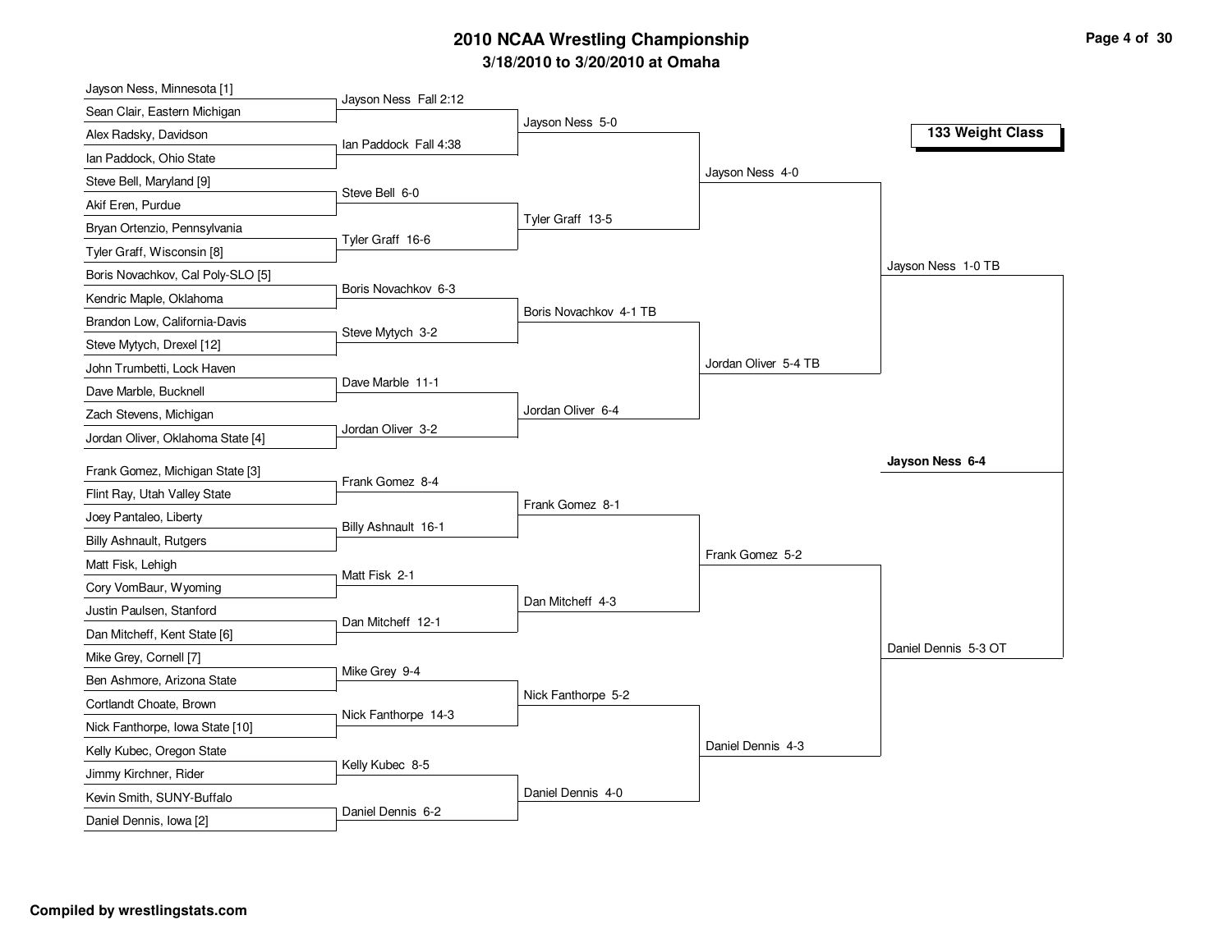# 2010 NCAA Wrestling Championship

## 3/18/2010 to 3/20/2010 at Omaha

### 133 Weight Class

**First Round**

| Wrestler 1 | Wrestler 2 | Result |
|---|---|---|
| Jayson Ness, Minnesota [1] | Sean Clair, Eastern Michigan | Jayson Ness Fall 2:12 |
| Alex Radsky, Davidson | Ian Paddock, Ohio State | Ian Paddock Fall 4:38 |
| Steve Bell, Maryland [9] | Akif Eren, Purdue | Steve Bell 6-0 |
| Bryan Ortenzio, Pennsylvania | Tyler Graff, Wisconsin [8] | Tyler Graff 16-6 |
| Boris Novachkov, Cal Poly-SLO [5] | Kendric Maple, Oklahoma | Boris Novachkov 6-3 |
| Brandon Low, California-Davis | Steve Mytych, Drexel [12] | Steve Mytych 3-2 |
| John Trumbetti, Lock Haven | Dave Marble, Bucknell | Dave Marble 11-1 |
| Zach Stevens, Michigan | Jordan Oliver, Oklahoma State [4] | Jordan Oliver 3-2 |
| Frank Gomez, Michigan State [3] | Flint Ray, Utah Valley State | Frank Gomez 8-4 |
| Joey Pantaleo, Liberty | Billy Ashnault, Rutgers | Billy Ashnault 16-1 |
| Matt Fisk, Lehigh | Cory VomBaur, Wyoming | Matt Fisk 2-1 |
| Justin Paulsen, Stanford | Dan Mitcheff, Kent State [6] | Dan Mitcheff 12-1 |
| Mike Grey, Cornell [7] | Ben Ashmore, Arizona State | Mike Grey 9-4 |
| Cortlandt Choate, Brown | Nick Fanthorpe, Iowa State [10] | Nick Fanthorpe 14-3 |
| Kelly Kubec, Oregon State | Jimmy Kirchner, Rider | Kelly Kubec 8-5 |
| Kevin Smith, SUNY-Buffalo | Daniel Dennis, Iowa [2] | Daniel Dennis 6-2 |

**Second Round**

- Jayson Ness 5-0
- Tyler Graff 13-5
- Boris Novachkov 4-1 TB
- Jordan Oliver 6-4
- Frank Gomez 8-1
- Dan Mitcheff 4-3
- Nick Fanthorpe 5-2
- Daniel Dennis 4-0

**Quarterfinals**

- Jayson Ness 4-0
- Jordan Oliver 5-4 TB
- Frank Gomez 5-2
- Daniel Dennis 4-3

**Semifinals**

- Jayson Ness 1-0 TB
- Daniel Dennis 5-3 OT

**Champion**

**Jayson Ness 6-4**

**Compiled by wrestlingstats.com**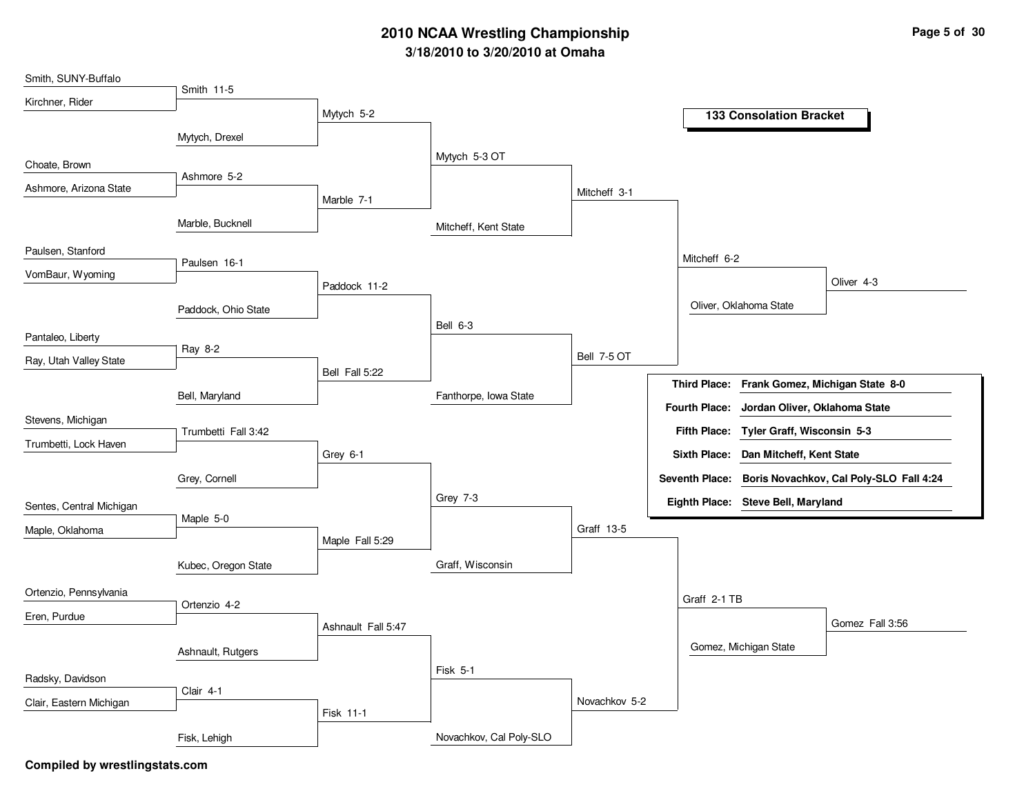# 2010 NCAA Wrestling Championship

## 3/18/2010 to 3/20/2010 at Omaha

### 133 Consolation Bracket

**Round 1**

| Wrestler A | Wrestler B | Result |
|---|---|---|
| Smith, SUNY-Buffalo | Kirchner, Rider | Smith 11-5 |
| Choate, Brown | Ashmore, Arizona State | Ashmore 5-2 |
| Paulsen, Stanford | VomBaur, Wyoming | Paulsen 16-1 |
| Pantaleo, Liberty | Ray, Utah Valley State | Ray 8-2 |
| Stevens, Michigan | Trumbetti, Lock Haven | Trumbetti Fall 3:42 |
| Sentes, Central Michigan | Maple, Oklahoma | Maple 5-0 |
| Ortenzio, Pennsylvania | Eren, Purdue | Ortenzio 4-2 |
| Radsky, Davidson | Clair, Eastern Michigan | Clair 4-1 |

**Round 2**

| Wrestler A | Wrestler B | Result |
|---|---|---|
| Smith | Mytych, Drexel | Mytych 5-2 |
| Ashmore | Marble, Bucknell | Marble 7-1 |
| Paulsen | Paddock, Ohio State | Paddock 11-2 |
| Ray | Bell, Maryland | Bell Fall 5:22 |
| Trumbetti | Grey, Cornell | Grey 6-1 |
| Maple | Kubec, Oregon State | Maple Fall 5:29 |
| Ortenzio | Ashnault, Rutgers | Ashnault Fall 5:47 |
| Clair | Fisk, Lehigh | Fisk 11-1 |

**Round 3**

| Wrestler A | Wrestler B | Result |
|---|---|---|
| Mytych | Marble | Mytych 5-3 OT |
| Paddock | Bell | Bell 6-3 |
| Grey | Maple | Grey 7-3 |
| Ashnault | Fisk | Fisk 5-1 |

**Round 4**

| Wrestler A | Wrestler B | Result |
|---|---|---|
| Mytych | Mitcheff, Kent State | Mitcheff 3-1 |
| Bell | Fanthorpe, Iowa State | Bell 7-5 OT |
| Grey | Graff, Wisconsin | Graff 13-5 |
| Fisk | Novachkov, Cal Poly-SLO | Novachkov 5-2 |

**Quarterfinals**

| Wrestler A | Wrestler B | Result |
|---|---|---|
| Mitcheff | Bell | Mitcheff 6-2 |
| Graff | Novachkov | Graff 2-1 TB |

**Semifinals**

| Wrestler A | Wrestler B | Result |
|---|---|---|
| Mitcheff | Oliver, Oklahoma State | Oliver 4-3 |
| Graff | Gomez, Michigan State | Gomez Fall 3:56 |

| Place | Result |
|---|---|
| **Third Place:** | **Frank Gomez, Michigan State 8-0** |
| **Fourth Place:** | **Jordan Oliver, Oklahoma State** |
| **Fifth Place:** | **Tyler Graff, Wisconsin 5-3** |
| **Sixth Place:** | **Dan Mitcheff, Kent State** |
| **Seventh Place:** | **Boris Novachkov, Cal Poly-SLO Fall 4:24** |
| **Eighth Place:** | **Steve Bell, Maryland** |

**Compiled by wrestlingstats.com**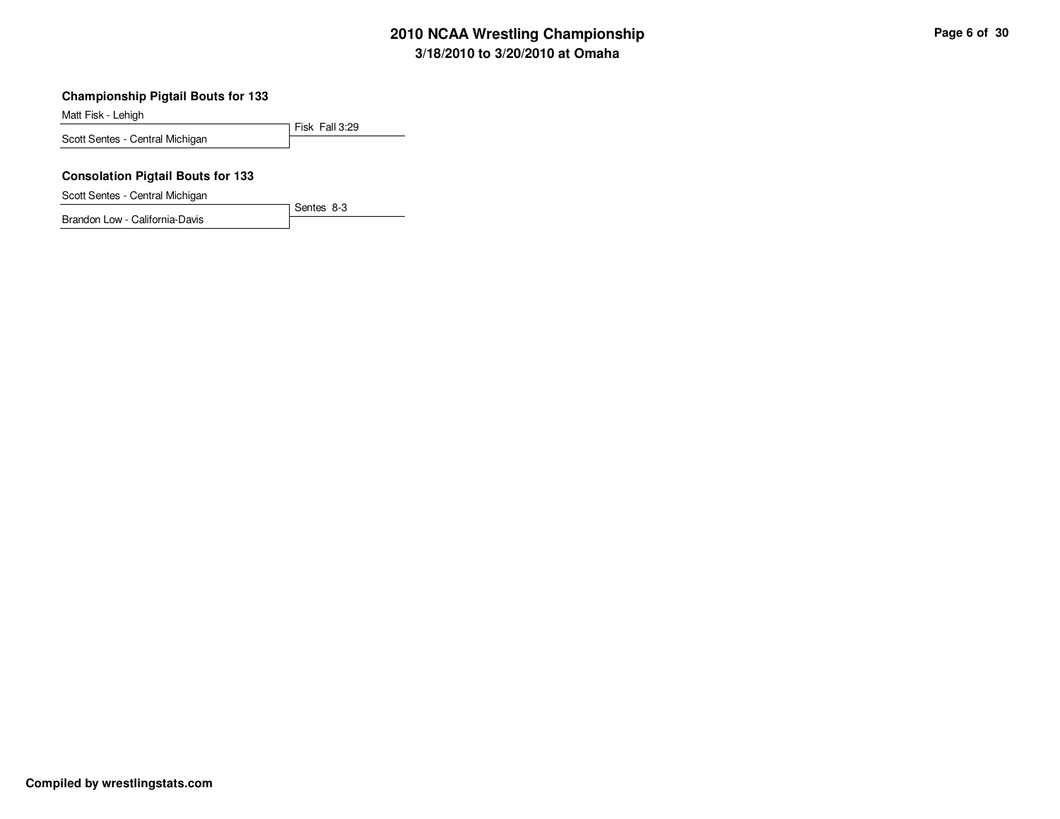# 2010 NCAA Wrestling Championship

## 3/18/2010 to 3/20/2010 at Omaha

### Championship Pigtail Bouts for 133

Matt Fisk - Lehigh
Scott Sentes - Central Michigan

Fisk Fall 3:29

### Consolation Pigtail Bouts for 133

Scott Sentes - Central Michigan
Brandon Low - California-Davis

Sentes 8-3

**Compiled by wrestlingstats.com**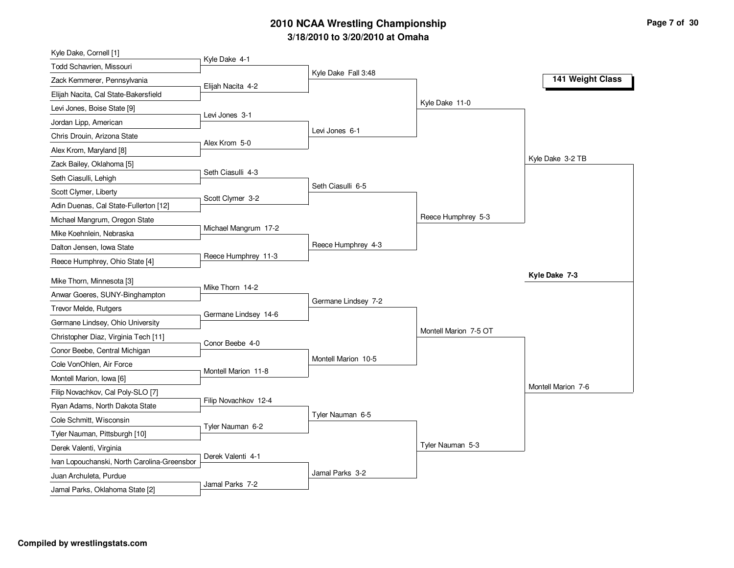# 2010 NCAA Wrestling Championship

## 3/18/2010 to 3/20/2010 at Omaha

### 141 Weight Class

**First Round**

- Kyle Dake, Cornell [1] vs. Todd Schavrien, Missouri — Kyle Dake 4-1
- Zack Kemmerer, Pennsylvania vs. Elijah Nacita, Cal State-Bakersfield — Elijah Nacita 4-2
- Levi Jones, Boise State [9] vs. Jordan Lipp, American — Levi Jones 3-1
- Chris Drouin, Arizona State vs. Alex Krom, Maryland [8] — Alex Krom 5-0
- Zack Bailey, Oklahoma [5] vs. Seth Ciasulli, Lehigh — Seth Ciasulli 4-3
- Scott Clymer, Liberty vs. Adin Duenas, Cal State-Fullerton [12] — Scott Clymer 3-2
- Michael Mangrum, Oregon State vs. Mike Koehnlein, Nebraska — Michael Mangrum 17-2
- Dalton Jensen, Iowa State vs. Reece Humphrey, Ohio State [4] — Reece Humphrey 11-3
- Mike Thorn, Minnesota [3] vs. Anwar Goeres, SUNY-Binghampton — Mike Thorn 14-2
- Trevor Melde, Rutgers vs. Germane Lindsey, Ohio University — Germane Lindsey 14-6
- Christopher Diaz, Virginia Tech [11] vs. Conor Beebe, Central Michigan — Conor Beebe 4-0
- Cole VonOhlen, Air Force vs. Montell Marion, Iowa [6] — Montell Marion 11-8
- Filip Novachkov, Cal Poly-SLO [7] vs. Ryan Adams, North Dakota State — Filip Novachkov 12-4
- Cole Schmitt, Wisconsin vs. Tyler Nauman, Pittsburgh [10] — Tyler Nauman 6-2
- Derek Valenti, Virginia vs. Ivan Lopouchanski, North Carolina-Greensbor — Derek Valenti 4-1
- Juan Archuleta, Purdue vs. Jamal Parks, Oklahoma State [2] — Jamal Parks 7-2

**Second Round**

- Kyle Dake Fall 3:48
- Levi Jones 6-1
- Seth Ciasulli 6-5
- Reece Humphrey 4-3
- Germane Lindsey 7-2
- Montell Marion 10-5
- Tyler Nauman 6-5
- Jamal Parks 3-2

**Quarterfinals**

- Kyle Dake 11-0
- Reece Humphrey 5-3
- Montell Marion 7-5 OT
- Tyler Nauman 5-3

**Semifinals**

- Kyle Dake 3-2 TB
- Montell Marion 7-6

**Final**

- **Kyle Dake 7-3**

Compiled by wrestlingstats.com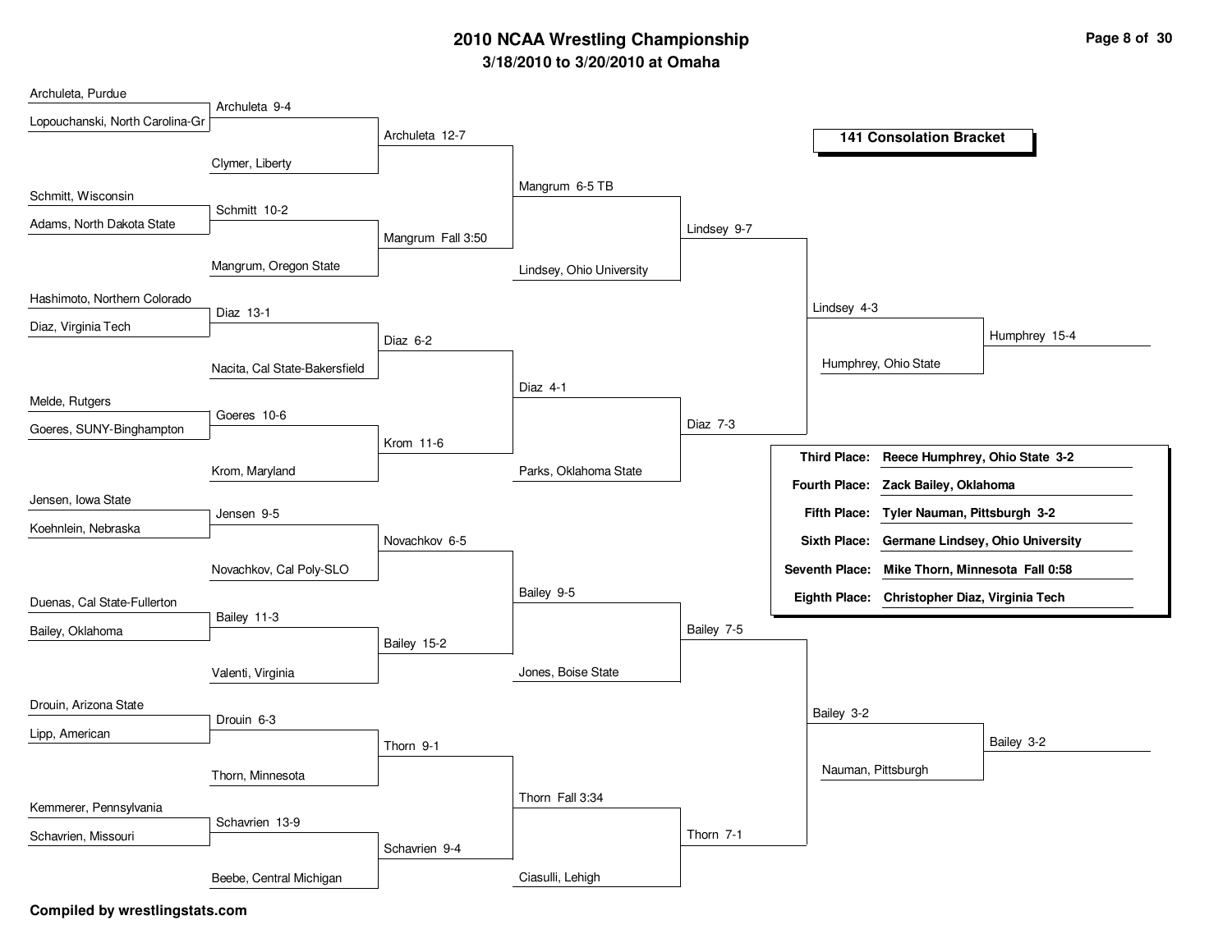# 2010 NCAA Wrestling Championship

### 3/18/2010 to 3/20/2010 at Omaha

**141 Consolation Bracket**

| Round 1 | Round 2 | Round 3 | Round 4 | Quarterfinals | Semifinals | Third Place Match |
| --- | --- | --- | --- | --- | --- | --- |
| Archuleta, Purdue | | | | | | |
| Lopouchanski, North Carolina-Gr | Archuleta 9-4 | | | | | |
| | Clymer, Liberty | Archuleta 12-7 | | | | |
| Schmitt, Wisconsin | | | Mangrum 6-5 TB | | | |
| Adams, North Dakota State | Schmitt 10-2 | | | | | |
| | Mangrum, Oregon State | Mangrum Fall 3:50 | | | | |
| | | | Lindsey, Ohio University | Lindsey 9-7 | | |
| Hashimoto, Northern Colorado | | | | | Lindsey 4-3 | |
| Diaz, Virginia Tech | Diaz 13-1 | | | | | |
| | Nacita, Cal State-Bakersfield | Diaz 6-2 | | | Humphrey, Ohio State | Humphrey 15-4 |
| Melde, Rutgers | | | Diaz 4-1 | | | |
| Goeres, SUNY-Binghampton | Goeres 10-6 | | | | | |
| | Krom, Maryland | Krom 11-6 | | | | |
| | | | Parks, Oklahoma State | Diaz 7-3 | | |
| Jensen, Iowa State | | | | | | |
| Koehnlein, Nebraska | Jensen 9-5 | | | | | |
| | Novachkov, Cal Poly-SLO | Novachkov 6-5 | | | | |
| Duenas, Cal State-Fullerton | | | Bailey 9-5 | | | |
| Bailey, Oklahoma | Bailey 11-3 | | | | | |
| | Valenti, Virginia | Bailey 15-2 | | | | |
| | | | Jones, Boise State | Bailey 7-5 | | |
| Drouin, Arizona State | | | | | Bailey 3-2 | |
| Lipp, American | Drouin 6-3 | | | | | |
| | Thorn, Minnesota | Thorn 9-1 | | | Nauman, Pittsburgh | Bailey 3-2 |
| Kemmerer, Pennsylvania | | | Thorn Fall 3:34 | | | |
| Schavrien, Missouri | Schavrien 13-9 | | | | | |
| | Beebe, Central Michigan | Schavrien 9-4 | | | | |
| | | | Ciasulli, Lehigh | Thorn 7-1 | | |

| Place | Wrestler |
| --- | --- |
| **Third Place:** | **Reece Humphrey, Ohio State 3-2** |
| **Fourth Place:** | **Zack Bailey, Oklahoma** |
| **Fifth Place:** | **Tyler Nauman, Pittsburgh 3-2** |
| **Sixth Place:** | **Germane Lindsey, Ohio University** |
| **Seventh Place:** | **Mike Thorn, Minnesota Fall 0:58** |
| **Eighth Place:** | **Christopher Diaz, Virginia Tech** |

**Compiled by wrestlingstats.com**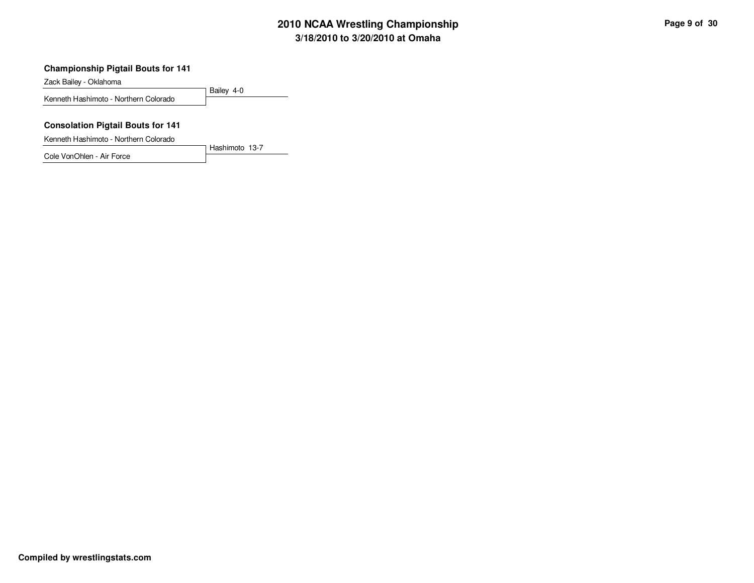# 2010 NCAA Wrestling Championship

## 3/18/2010 to 3/20/2010 at Omaha

### Championship Pigtail Bouts for 141

Zack Bailey - Oklahoma

Kenneth Hashimoto - Northern Colorado

Bailey 4-0

### Consolation Pigtail Bouts for 141

Kenneth Hashimoto - Northern Colorado

Cole VonOhlen - Air Force

Hashimoto 13-7

**Compiled by wrestlingstats.com**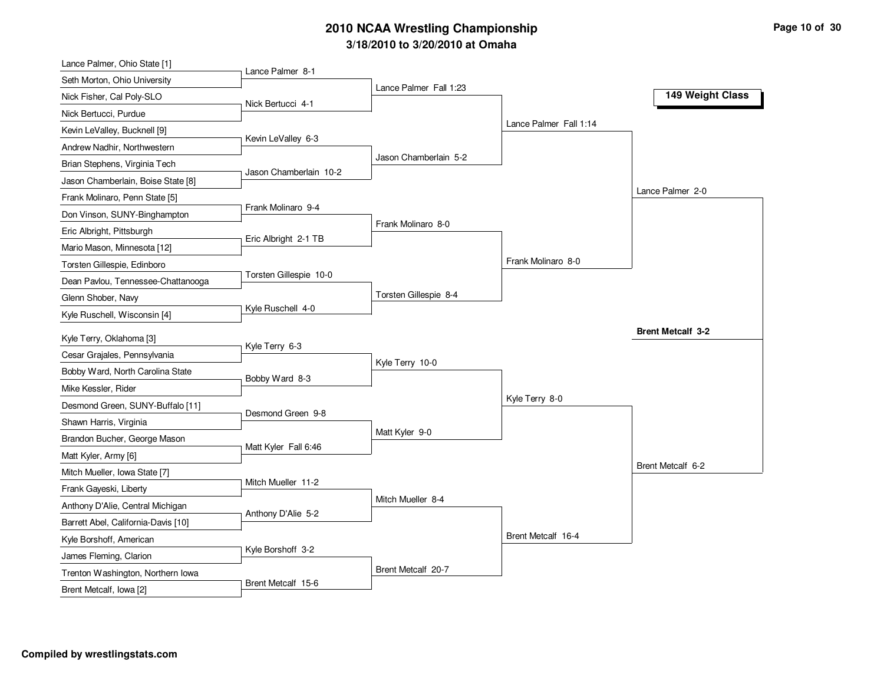# 2010 NCAA Wrestling Championship

## 3/18/2010 to 3/20/2010 at Omaha

### 149 Weight Class

| First Round | Second Round | Quarterfinals | Semifinals | Final |
| --- | --- | --- | --- | --- |
| Lance Palmer, Ohio State [1] | Lance Palmer 8-1 | Lance Palmer Fall 1:23 | Lance Palmer Fall 1:14 | Lance Palmer 2-0 |
| Seth Morton, Ohio University | | | | |
| Nick Fisher, Cal Poly-SLO | Nick Bertucci 4-1 | | | |
| Nick Bertucci, Purdue | | | | |
| Kevin LeValley, Bucknell [9] | Kevin LeValley 6-3 | Jason Chamberlain 5-2 | | |
| Andrew Nadhir, Northwestern | | | | |
| Brian Stephens, Virginia Tech | Jason Chamberlain 10-2 | | | |
| Jason Chamberlain, Boise State [8] | | | | |
| Frank Molinaro, Penn State [5] | Frank Molinaro 9-4 | Frank Molinaro 8-0 | Frank Molinaro 8-0 | |
| Don Vinson, SUNY-Binghampton | | | | |
| Eric Albright, Pittsburgh | Eric Albright 2-1 TB | | | |
| Mario Mason, Minnesota [12] | | | | |
| Torsten Gillespie, Edinboro | Torsten Gillespie 10-0 | Torsten Gillespie 8-4 | | |
| Dean Pavlou, Tennessee-Chattanooga | | | | |
| Glenn Shober, Navy | Kyle Ruschell 4-0 | | | |
| Kyle Ruschell, Wisconsin [4] | | | | |
| Kyle Terry, Oklahoma [3] | Kyle Terry 6-3 | Kyle Terry 10-0 | Kyle Terry 8-0 | Brent Metcalf 6-2 |
| Cesar Grajales, Pennsylvania | | | | |
| Bobby Ward, North Carolina State | Bobby Ward 8-3 | | | |
| Mike Kessler, Rider | | | | |
| Desmond Green, SUNY-Buffalo [11] | Desmond Green 9-8 | Matt Kyler 9-0 | | |
| Shawn Harris, Virginia | | | | |
| Brandon Bucher, George Mason | Matt Kyler Fall 6:46 | | | |
| Matt Kyler, Army [6] | | | | |
| Mitch Mueller, Iowa State [7] | Mitch Mueller 11-2 | Mitch Mueller 8-4 | Brent Metcalf 16-4 | |
| Frank Gayeski, Liberty | | | | |
| Anthony D'Alie, Central Michigan | Anthony D'Alie 5-2 | | | |
| Barrett Abel, California-Davis [10] | | | | |
| Kyle Borshoff, American | Kyle Borshoff 3-2 | Brent Metcalf 20-7 | | |
| James Fleming, Clarion | | | | |
| Trenton Washington, Northern Iowa | Brent Metcalf 15-6 | | | |
| Brent Metcalf, Iowa [2] | | | | |

**Champion: Brent Metcalf 3-2**

**Compiled by wrestlingstats.com**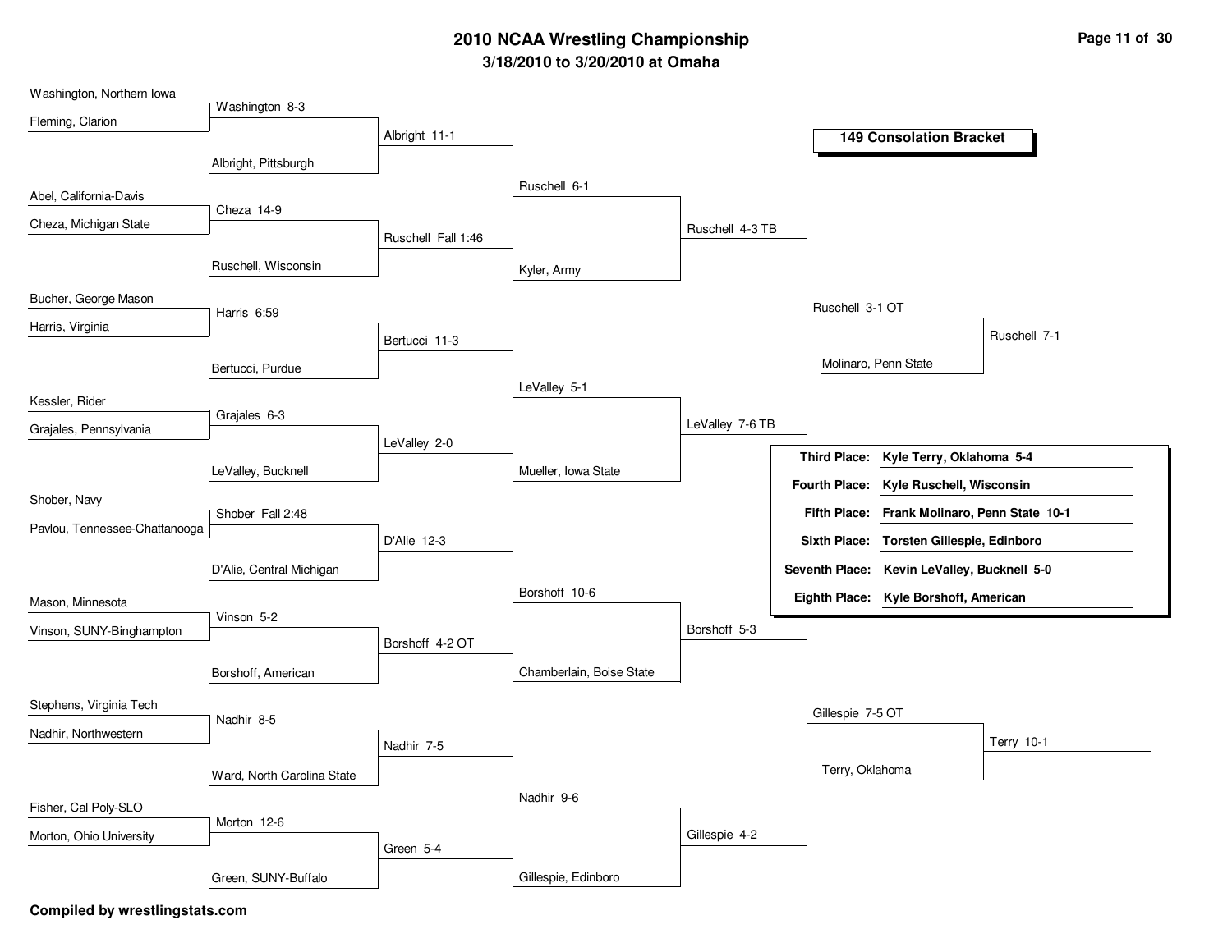# 2010 NCAA Wrestling Championship

**3/18/2010 to 3/20/2010 at Omaha**

## 149 Consolation Bracket

### Round 1

- Washington, Northern Iowa vs. Fleming, Clarion — Washington 8-3
- Abel, California-Davis vs. Cheza, Michigan State — Cheza 14-9
- Bucher, George Mason vs. Harris, Virginia — Harris 6:59
- Kessler, Rider vs. Grajales, Pennsylvania — Grajales 6-3
- Shober, Navy vs. Pavlou, Tennessee-Chattanooga — Shober Fall 2:48
- Mason, Minnesota vs. Vinson, SUNY-Binghampton — Vinson 5-2
- Stephens, Virginia Tech vs. Nadhir, Northwestern — Nadhir 8-5
- Fisher, Cal Poly-SLO vs. Morton, Ohio University — Morton 12-6

### Round 2

- Washington vs. Albright, Pittsburgh — Albright 11-1
- Cheza vs. Ruschell, Wisconsin — Ruschell Fall 1:46
- Harris vs. Bertucci, Purdue — Bertucci 11-3
- Grajales vs. LeValley, Bucknell — LeValley 2-0
- Shober vs. D'Alie, Central Michigan — D'Alie 12-3
- Vinson vs. Borshoff, American — Borshoff 4-2 OT
- Nadhir vs. Ward, North Carolina State — Nadhir 7-5
- Morton vs. Green, SUNY-Buffalo — Green 5-4

### Round 3

- Albright vs. Ruschell — Ruschell 6-1
- Bertucci vs. LeValley — LeValley 5-1
- D'Alie vs. Borshoff — Borshoff 10-6
- Nadhir vs. Green — Nadhir 9-6

### Round 4

- Ruschell vs. Kyler, Army — Ruschell 4-3 TB
- LeValley vs. Mueller, Iowa State — LeValley 7-6 TB
- Borshoff vs. Chamberlain, Boise State — Borshoff 5-3
- Nadhir vs. Gillespie, Edinboro — Gillespie 4-2

### Consolation Semifinals

- Ruschell vs. LeValley — Ruschell 3-1 OT
- Borshoff vs. Gillespie — Gillespie 7-5 OT

### Round 6

- Ruschell vs. Molinaro, Penn State — Ruschell 7-1
- Gillespie vs. Terry, Oklahoma — Terry 10-1

### Final Placings

| Place | Result |
|---|---|
| Third Place: | **Kyle Terry, Oklahoma 5-4** |
| Fourth Place: | **Kyle Ruschell, Wisconsin** |
| Fifth Place: | **Frank Molinaro, Penn State 10-1** |
| Sixth Place: | **Torsten Gillespie, Edinboro** |
| Seventh Place: | **Kevin LeValley, Bucknell 5-0** |
| Eighth Place: | **Kyle Borshoff, American** |

**Compiled by wrestlingstats.com**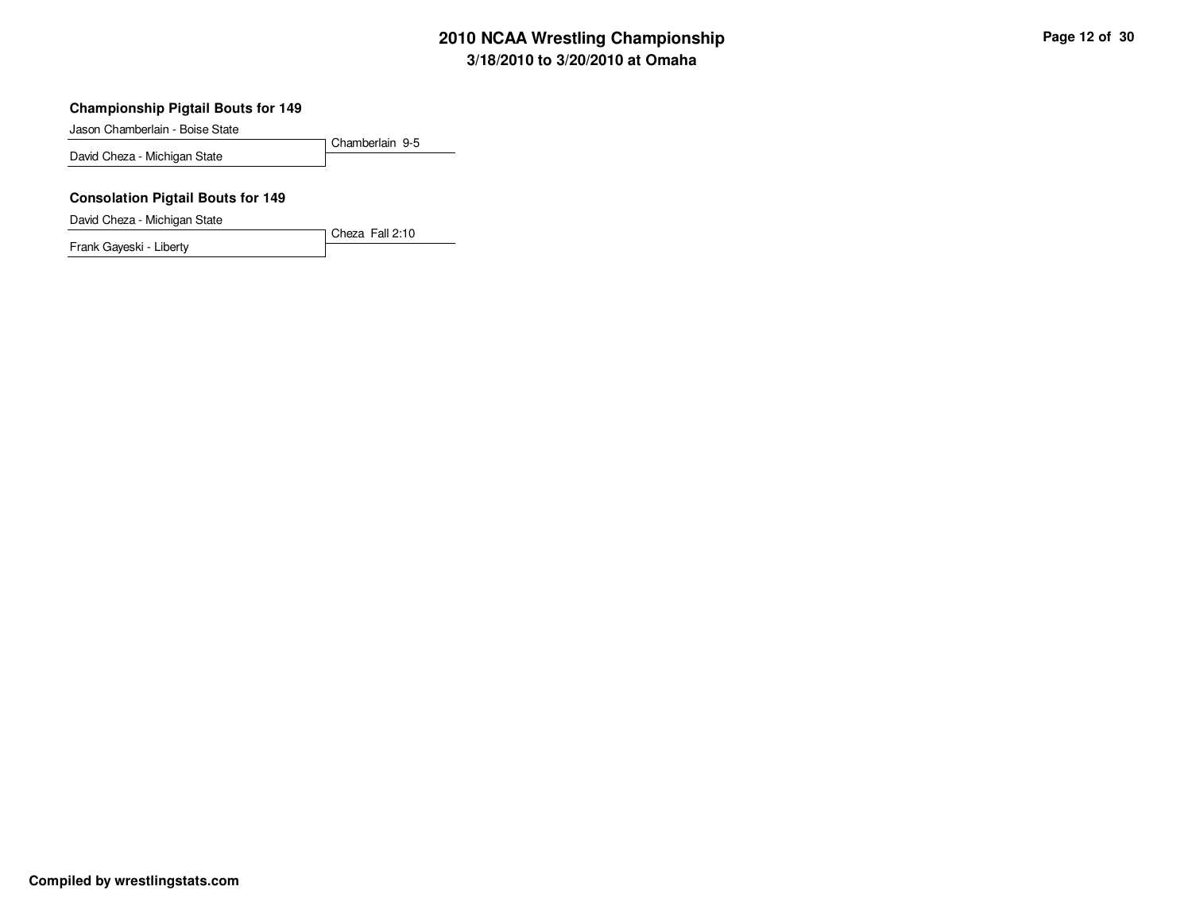# 2010 NCAA Wrestling Championship
## 3/18/2010 to 3/20/2010 at Omaha

### Championship Pigtail Bouts for 149

| Wrestler | Result |
| --- | --- |
| Jason Chamberlain - Boise State | Chamberlain 9-5 |
| David Cheza - Michigan State | |

### Consolation Pigtail Bouts for 149

| Wrestler | Result |
| --- | --- |
| David Cheza - Michigan State | Cheza Fall 2:10 |
| Frank Gayeski - Liberty | |

**Compiled by wrestlingstats.com**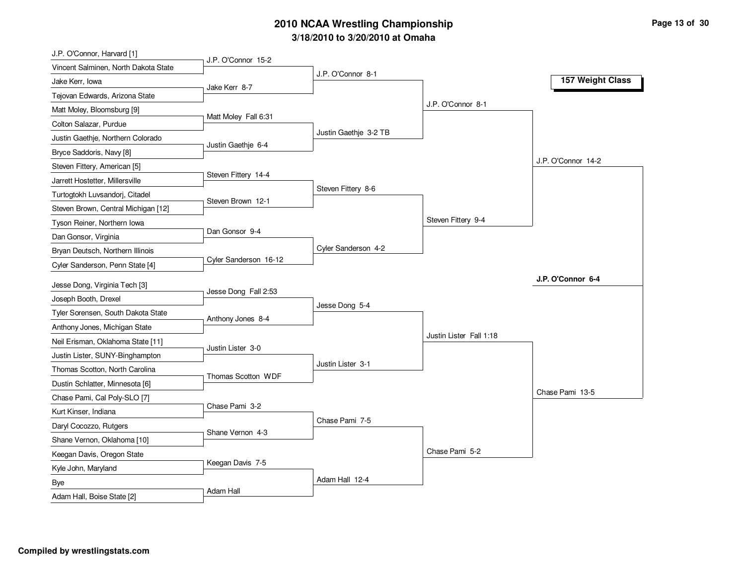# 2010 NCAA Wrestling Championship

## 3/18/2010 to 3/20/2010 at Omaha

**157 Weight Class**

### First Round

- J.P. O'Connor, Harvard [1] vs. Vincent Salminen, North Dakota State — J.P. O'Connor 15-2
- Jake Kerr, Iowa vs. Tejovan Edwards, Arizona State — Jake Kerr 8-7
- Matt Moley, Bloomsburg [9] vs. Colton Salazar, Purdue — Matt Moley Fall 6:31
- Justin Gaethje, Northern Colorado vs. Bryce Saddoris, Navy [8] — Justin Gaethje 6-4
- Steven Fittery, American [5] vs. Jarrett Hostetter, Millersville — Steven Fittery 14-4
- Turtogtokh Luvsandorj, Citadel vs. Steven Brown, Central Michigan [12] — Steven Brown 12-1
- Tyson Reiner, Northern Iowa vs. Dan Gonsor, Virginia — Dan Gonsor 9-4
- Bryan Deutsch, Northern Illinois vs. Cyler Sanderson, Penn State [4] — Cyler Sanderson 16-12
- Jesse Dong, Virginia Tech [3] vs. Joseph Booth, Drexel — Jesse Dong Fall 2:53
- Tyler Sorensen, South Dakota State vs. Anthony Jones, Michigan State — Anthony Jones 8-4
- Neil Erisman, Oklahoma State [11] vs. Justin Lister, SUNY-Binghampton — Justin Lister 3-0
- Thomas Scotton, North Carolina vs. Dustin Schlatter, Minnesota [6] — Thomas Scotton WDF
- Chase Pami, Cal Poly-SLO [7] vs. Kurt Kinser, Indiana — Chase Pami 3-2
- Daryl Cocozzo, Rutgers vs. Shane Vernon, Oklahoma [10] — Shane Vernon 4-3
- Keegan Davis, Oregon State vs. Kyle John, Maryland — Keegan Davis 7-5
- Bye vs. Adam Hall, Boise State [2] — Adam Hall

### Second Round

- J.P. O'Connor 8-1
- Justin Gaethje 3-2 TB
- Steven Fittery 8-6
- Cyler Sanderson 4-2
- Jesse Dong 5-4
- Justin Lister 3-1
- Chase Pami 7-5
- Adam Hall 12-4

### Quarterfinals

- J.P. O'Connor 8-1
- Steven Fittery 9-4
- Justin Lister Fall 1:18
- Chase Pami 5-2

### Semifinals

- J.P. O'Connor 14-2
- Chase Pami 13-5

### Championship

**J.P. O'Connor 6-4**

Compiled by wrestlingstats.com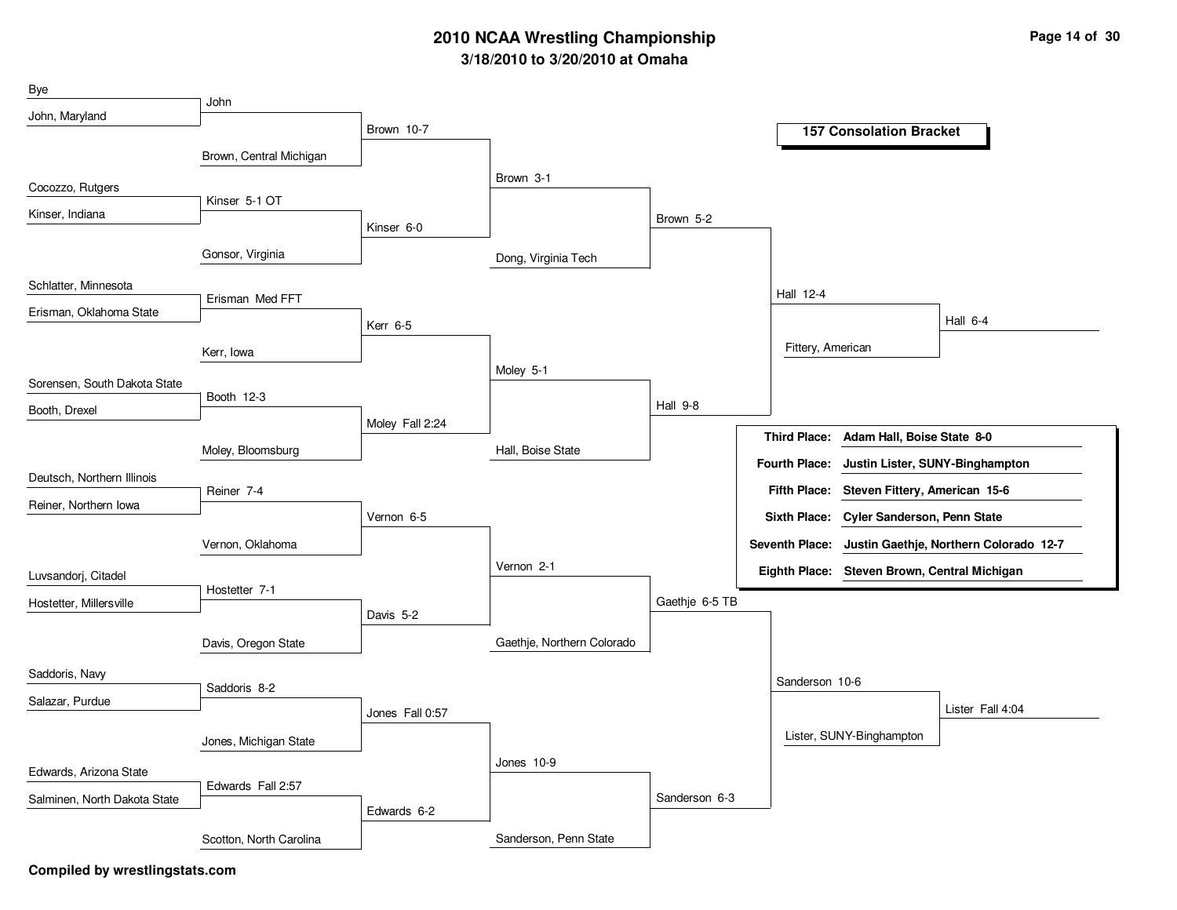# 2010 NCAA Wrestling Championship

**3/18/2010 to 3/20/2010 at Omaha**

## 157 Consolation Bracket

### Round 1

| Wrestler 1 | Wrestler 2 | Result |
|---|---|---|
| Bye | John, Maryland | John |
| Cocozzo, Rutgers | Kinser, Indiana | Kinser 5-1 OT |
| Schlatter, Minnesota | Erisman, Oklahoma State | Erisman Med FFT |
| Sorensen, South Dakota State | Booth, Drexel | Booth 12-3 |
| Deutsch, Northern Illinois | Reiner, Northern Iowa | Reiner 7-4 |
| Luvsandorj, Citadel | Hostetter, Millersville | Hostetter 7-1 |
| Saddoris, Navy | Salazar, Purdue | Saddoris 8-2 |
| Edwards, Arizona State | Salminen, North Dakota State | Edwards Fall 2:57 |

### Round 2

| Wrestler 1 | Wrestler 2 | Result |
|---|---|---|
| John | Brown, Central Michigan | Brown 10-7 |
| Kinser | Gonsor, Virginia | Kinser 6-0 |
| Erisman | Kerr, Iowa | Kerr 6-5 |
| Booth | Moley, Bloomsburg | Moley Fall 2:24 |
| Reiner | Vernon, Oklahoma | Vernon 6-5 |
| Hostetter | Davis, Oregon State | Davis 5-2 |
| Saddoris | Jones, Michigan State | Jones Fall 0:57 |
| Edwards | Scotton, North Carolina | Edwards 6-2 |

### Round 3

| Wrestler 1 | Wrestler 2 | Result |
|---|---|---|
| Brown | Kinser | Brown 3-1 |
| Kerr | Moley | Moley 5-1 |
| Vernon | Davis | Vernon 2-1 |
| Jones | Edwards | Jones 10-9 |

### Round 4

| Wrestler 1 | Wrestler 2 | Result |
|---|---|---|
| Brown | Dong, Virginia Tech | Brown 5-2 |
| Moley | Hall, Boise State | Hall 9-8 |
| Vernon | Gaethje, Northern Colorado | Gaethje 6-5 TB |
| Jones | Sanderson, Penn State | Sanderson 6-3 |

### Round 5

| Wrestler 1 | Wrestler 2 | Result |
|---|---|---|
| Brown | Hall | Hall 12-4 |
| Gaethje | Sanderson | Sanderson 10-6 |

### Round 6

| Wrestler 1 | Wrestler 2 | Result |
|---|---|---|
| Hall | Fittery, American | Hall 6-4 |
| Sanderson | Lister, SUNY-Binghampton | Lister Fall 4:04 |

### Placings

| Place | Wrestler |
|---|---|
| **Third Place:** | **Adam Hall, Boise State 8-0** |
| **Fourth Place:** | **Justin Lister, SUNY-Binghampton** |
| **Fifth Place:** | **Steven Fittery, American 15-6** |
| **Sixth Place:** | **Cyler Sanderson, Penn State** |
| **Seventh Place:** | **Justin Gaethje, Northern Colorado 12-7** |
| **Eighth Place:** | **Steven Brown, Central Michigan** |

**Compiled by wrestlingstats.com**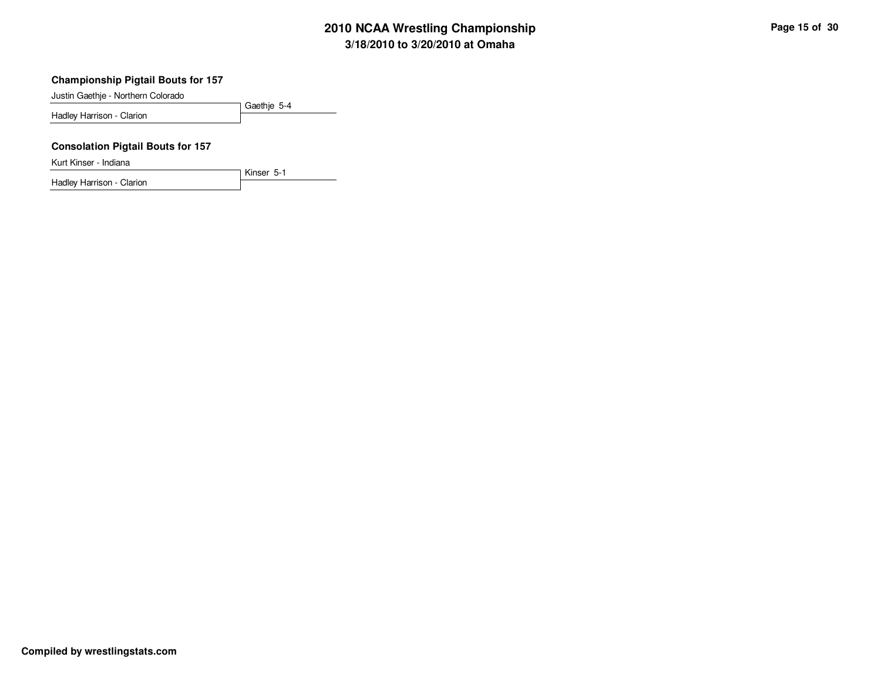## Championship Pigtail Bouts for 157

| Wrestlers | Result |
| --- | --- |
| Justin Gaethje - Northern Colorado | Gaethje 5-4 |
| Hadley Harrison - Clarion | |

## Consolation Pigtail Bouts for 157

| Wrestlers | Result |
| --- | --- |
| Kurt Kinser - Indiana | Kinser 5-1 |
| Hadley Harrison - Clarion | |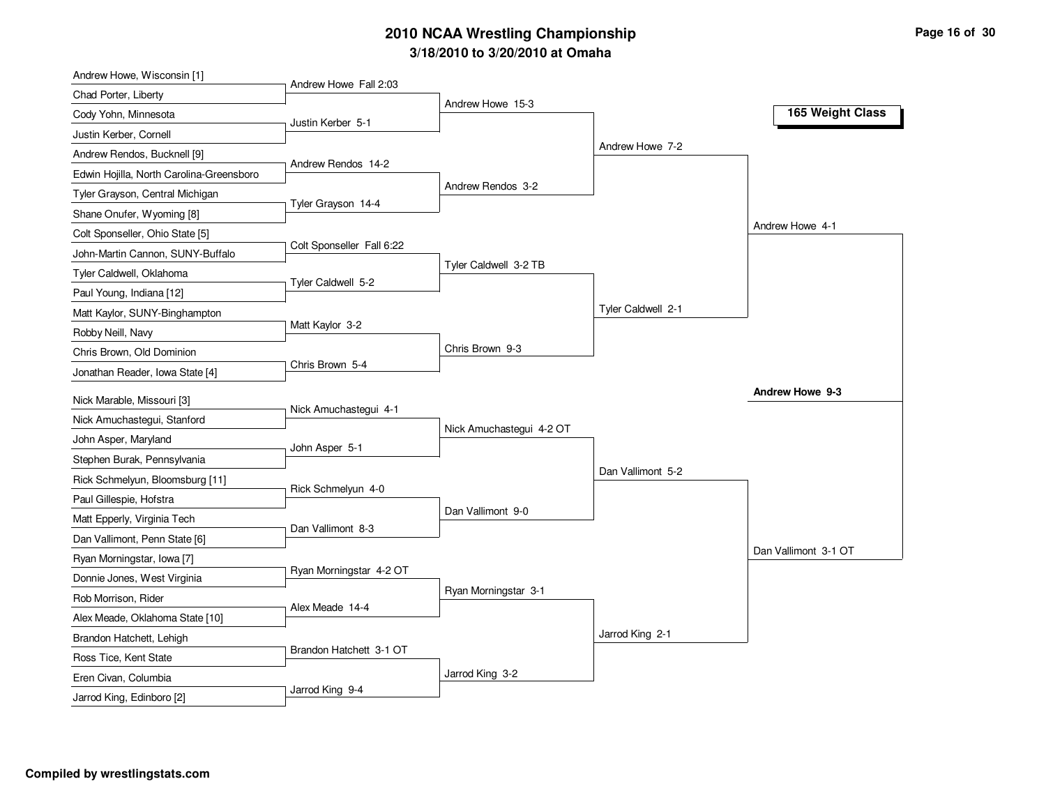# 2010 NCAA Wrestling Championship

## 3/18/2010 to 3/20/2010 at Omaha

### 165 Weight Class

| First Round | Second Round | Quarterfinals | Semifinals | Finals |
|---|---|---|---|---|
| Andrew Howe, Wisconsin [1] | Andrew Howe Fall 2:03 | Andrew Howe 15-3 | Andrew Howe 7-2 | Andrew Howe 4-1 |
| Chad Porter, Liberty | | | | |
| Cody Yohn, Minnesota | Justin Kerber 5-1 | | | |
| Justin Kerber, Cornell | | | | |
| Andrew Rendos, Bucknell [9] | Andrew Rendos 14-2 | Andrew Rendos 3-2 | | |
| Edwin Hojilla, North Carolina-Greensboro | | | | |
| Tyler Grayson, Central Michigan | Tyler Grayson 14-4 | | | |
| Shane Onufer, Wyoming [8] | | | | |
| Colt Sponseller, Ohio State [5] | Colt Sponseller Fall 6:22 | Tyler Caldwell 3-2 TB | Tyler Caldwell 2-1 | |
| John-Martin Cannon, SUNY-Buffalo | | | | |
| Tyler Caldwell, Oklahoma | Tyler Caldwell 5-2 | | | |
| Paul Young, Indiana [12] | | | | |
| Matt Kaylor, SUNY-Binghampton | Matt Kaylor 3-2 | Chris Brown 9-3 | | |
| Robby Neill, Navy | | | | |
| Chris Brown, Old Dominion | Chris Brown 5-4 | | | |
| Jonathan Reader, Iowa State [4] | | | | |
| Nick Marable, Missouri [3] | Nick Amuchastegui 4-1 | Nick Amuchastegui 4-2 OT | Dan Vallimont 5-2 | Dan Vallimont 3-1 OT |
| Nick Amuchastegui, Stanford | | | | |
| John Asper, Maryland | John Asper 5-1 | | | |
| Stephen Burak, Pennsylvania | | | | |
| Rick Schmelyun, Bloomsburg [11] | Rick Schmelyun 4-0 | Dan Vallimont 9-0 | | |
| Paul Gillespie, Hofstra | | | | |
| Matt Epperly, Virginia Tech | Dan Vallimont 8-3 | | | |
| Dan Vallimont, Penn State [6] | | | | |
| Ryan Morningstar, Iowa [7] | Ryan Morningstar 4-2 OT | Ryan Morningstar 3-1 | Jarrod King 2-1 | |
| Donnie Jones, West Virginia | | | | |
| Rob Morrison, Rider | Alex Meade 14-4 | | | |
| Alex Meade, Oklahoma State [10] | | | | |
| Brandon Hatchett, Lehigh | Brandon Hatchett 3-1 OT | Jarrod King 3-2 | | |
| Ross Tice, Kent State | | | | |
| Eren Civan, Columbia | Jarrod King 9-4 | | | |
| Jarrod King, Edinboro [2] | | | | |

**Champion: Andrew Howe 9-3**

**Compiled by wrestlingstats.com**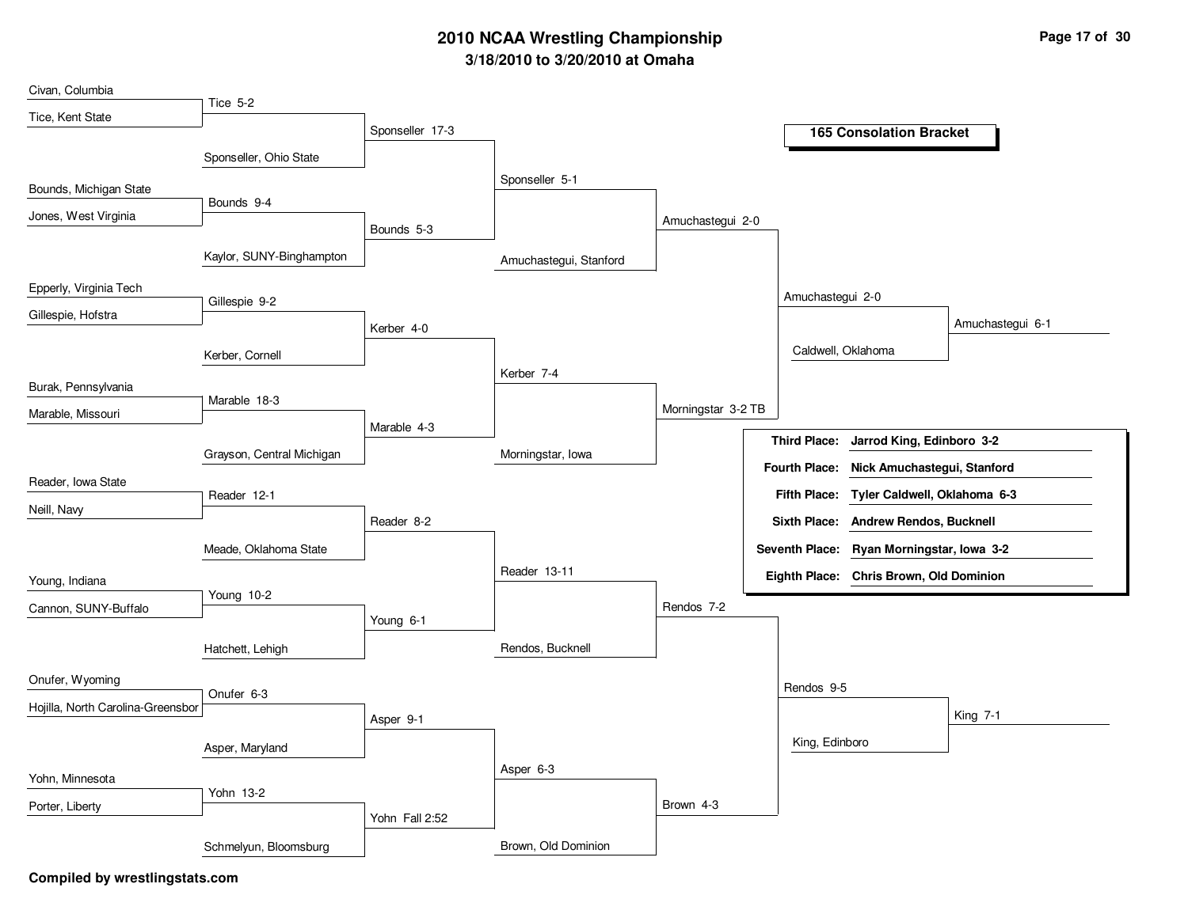# 2010 NCAA Wrestling Championship

**3/18/2010 to 3/20/2010 at Omaha**

## 165 Consolation Bracket

### Round 1

- Civan, Columbia vs. Tice, Kent State — Tice 5-2
- Bounds, Michigan State vs. Jones, West Virginia — Bounds 9-4
- Epperly, Virginia Tech vs. Gillespie, Hofstra — Gillespie 9-2
- Burak, Pennsylvania vs. Marable, Missouri — Marable 18-3
- Reader, Iowa State vs. Neill, Navy — Reader 12-1
- Young, Indiana vs. Cannon, SUNY-Buffalo — Young 10-2
- Onufer, Wyoming vs. Hojilla, North Carolina-Greensbor — Onufer 6-3
- Yohn, Minnesota vs. Porter, Liberty — Yohn 13-2

### Round 2

- Tice vs. Sponseller, Ohio State — Sponseller 17-3
- Bounds vs. Kaylor, SUNY-Binghampton — Bounds 5-3
- Gillespie vs. Kerber, Cornell — Kerber 4-0
- Marable vs. Grayson, Central Michigan — Marable 4-3
- Reader vs. Meade, Oklahoma State — Reader 8-2
- Young vs. Hatchett, Lehigh — Young 6-1
- Onufer vs. Asper, Maryland — Asper 9-1
- Yohn vs. Schmelyun, Bloomsburg — Yohn Fall 2:52

### Round 3

- Sponseller vs. Bounds — Sponseller 5-1
- Kerber vs. Marable — Kerber 7-4
- Reader vs. Young — Reader 13-11
- Asper vs. Yohn — Asper 6-3

### Round 4

- Sponseller vs. Amuchastegui, Stanford — Amuchastegui 2-0
- Kerber vs. Morningstar, Iowa — Morningstar 3-2 TB
- Reader vs. Rendos, Bucknell — Rendos 7-2
- Asper vs. Brown, Old Dominion — Brown 4-3

### Round 5

- Amuchastegui vs. Morningstar — Amuchastegui 2-0
- Rendos vs. Brown — Rendos 9-5

### Round 6

- Amuchastegui vs. Caldwell, Oklahoma — Amuchastegui 6-1
- Rendos vs. King, Edinboro — King 7-1

### Placement

| Place | Wrestler |
|---|---|
| Third Place: | Jarrod King, Edinboro 3-2 |
| Fourth Place: | Nick Amuchastegui, Stanford |
| Fifth Place: | Tyler Caldwell, Oklahoma 6-3 |
| Sixth Place: | Andrew Rendos, Bucknell |
| Seventh Place: | Ryan Morningstar, Iowa 3-2 |
| Eighth Place: | Chris Brown, Old Dominion |

**Compiled by wrestlingstats.com**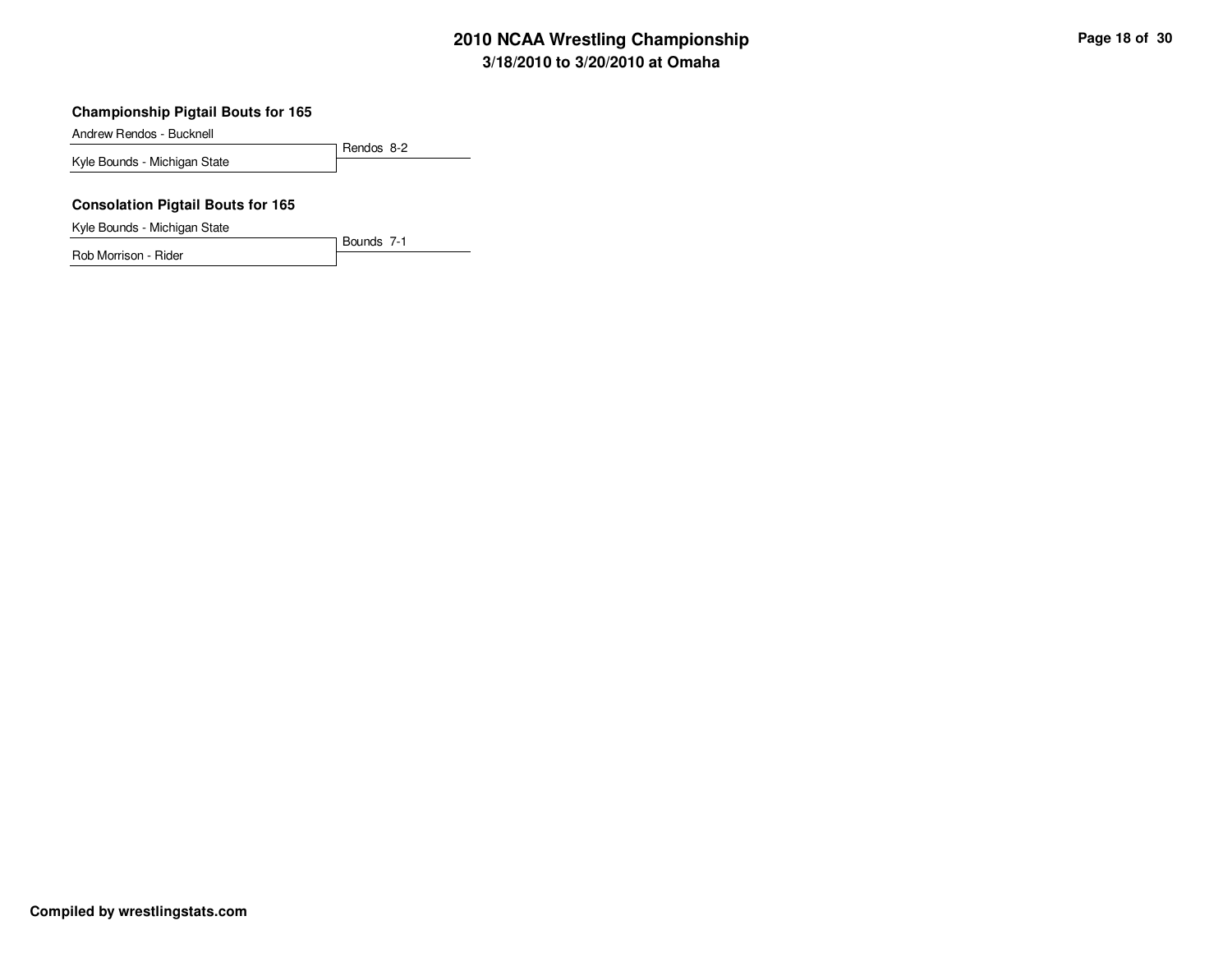### Championship Pigtail Bouts for 165

| Wrestler | Result |
| --- | --- |
| Andrew Rendos - Bucknell | Rendos 8-2 |
| Kyle Bounds - Michigan State | |

### Consolation Pigtail Bouts for 165

| Wrestler | Result |
| --- | --- |
| Kyle Bounds - Michigan State | Bounds 7-1 |
| Rob Morrison - Rider | |

**Compiled by wrestlingstats.com**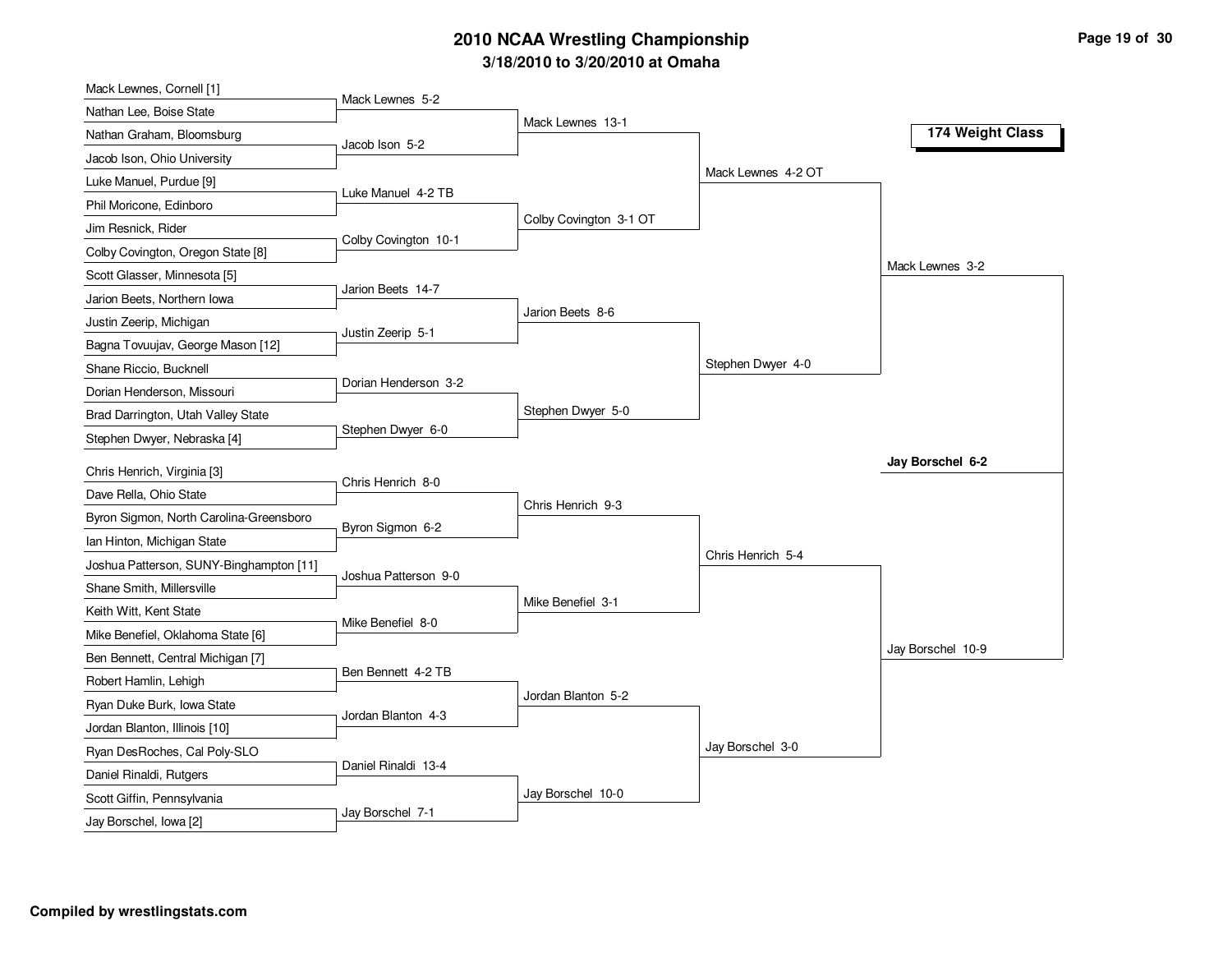# 2010 NCAA Wrestling Championship

## 3/18/2010 to 3/20/2010 at Omaha

### 174 Weight Class

| First Round | Second Round | Quarterfinals | Semifinals | Finals |
|---|---|---|---|---|
| Mack Lewnes, Cornell [1] | | | | |
| Nathan Lee, Boise State | Mack Lewnes 5-2 | | | |
| Nathan Graham, Bloomsburg | | Mack Lewnes 13-1 | | |
| Jacob Ison, Ohio University | Jacob Ison 5-2 | | | |
| Luke Manuel, Purdue [9] | | | Mack Lewnes 4-2 OT | |
| Phil Moricone, Edinboro | Luke Manuel 4-2 TB | | | |
| Jim Resnick, Rider | | Colby Covington 3-1 OT | | |
| Colby Covington, Oregon State [8] | Colby Covington 10-1 | | | |
| Scott Glasser, Minnesota [5] | | | | Mack Lewnes 3-2 |
| Jarion Beets, Northern Iowa | Jarion Beets 14-7 | | | |
| Justin Zeerip, Michigan | | Jarion Beets 8-6 | | |
| Bagna Tovuujav, George Mason [12] | Justin Zeerip 5-1 | | | |
| Shane Riccio, Bucknell | | | Stephen Dwyer 4-0 | |
| Dorian Henderson, Missouri | Dorian Henderson 3-2 | | | |
| Brad Darrington, Utah Valley State | | Stephen Dwyer 5-0 | | |
| Stephen Dwyer, Nebraska [4] | Stephen Dwyer 6-0 | | | |
| Chris Henrich, Virginia [3] | | | | **Jay Borschel 6-2** |
| Dave Rella, Ohio State | Chris Henrich 8-0 | | | |
| Byron Sigmon, North Carolina-Greensboro | | Chris Henrich 9-3 | | |
| Ian Hinton, Michigan State | Byron Sigmon 6-2 | | | |
| Joshua Patterson, SUNY-Binghampton [11] | | | Chris Henrich 5-4 | |
| Shane Smith, Millersville | Joshua Patterson 9-0 | | | |
| Keith Witt, Kent State | | Mike Benefiel 3-1 | | |
| Mike Benefiel, Oklahoma State [6] | Mike Benefiel 8-0 | | | |
| Ben Bennett, Central Michigan [7] | | | | Jay Borschel 10-9 |
| Robert Hamlin, Lehigh | Ben Bennett 4-2 TB | | | |
| Ryan Duke Burk, Iowa State | | Jordan Blanton 5-2 | | |
| Jordan Blanton, Illinois [10] | Jordan Blanton 4-3 | | | |
| Ryan DesRoches, Cal Poly-SLO | | | Jay Borschel 3-0 | |
| Daniel Rinaldi, Rutgers | Daniel Rinaldi 13-4 | | | |
| Scott Giffin, Pennsylvania | | Jay Borschel 10-0 | | |
| Jay Borschel, Iowa [2] | Jay Borschel 7-1 | | | |

Compiled by wrestlingstats.com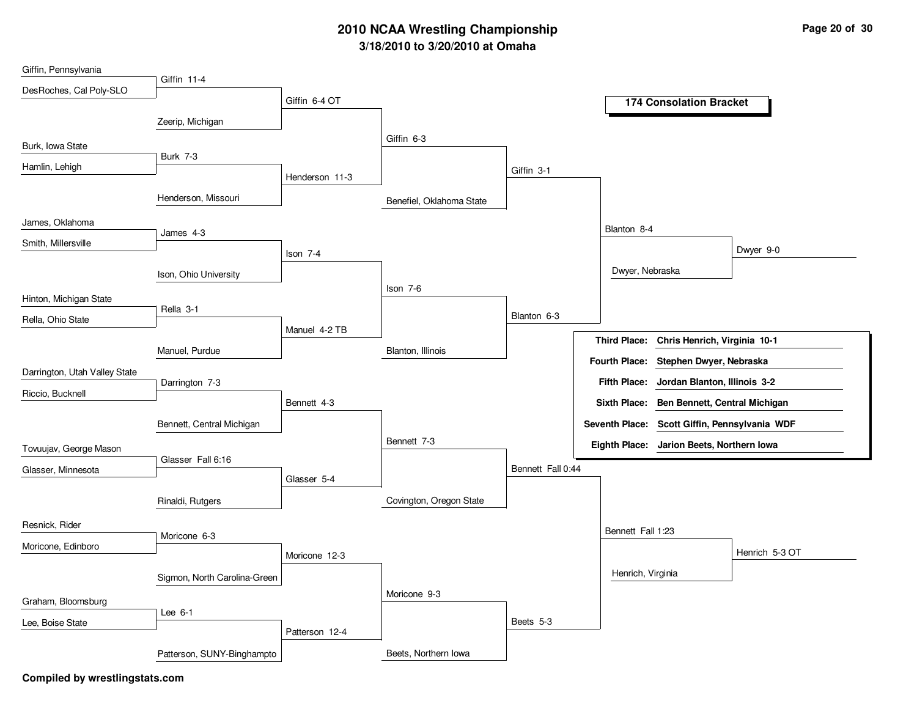# 2010 NCAA Wrestling Championship

## 3/18/2010 to 3/20/2010 at Omaha

### 174 Consolation Bracket

**Round 1**

- Giffin, Pennsylvania vs. DesRoches, Cal Poly-SLO — Giffin 11-4
- Burk, Iowa State vs. Hamlin, Lehigh — Burk 7-3
- James, Oklahoma vs. Smith, Millersville — James 4-3
- Hinton, Michigan State vs. Rella, Ohio State — Rella 3-1
- Darrington, Utah Valley State vs. Riccio, Bucknell — Darrington 7-3
- Tovuujav, George Mason vs. Glasser, Minnesota — Glasser Fall 6:16
- Resnick, Rider vs. Moricone, Edinboro — Moricone 6-3
- Graham, Bloomsburg vs. Lee, Boise State — Lee 6-1

**Round 2**

- Giffin vs. Zeerip, Michigan — Giffin 6-4 OT
- Burk vs. Henderson, Missouri — Henderson 11-3
- James vs. Ison, Ohio University — Ison 7-4
- Rella vs. Manuel, Purdue — Manuel 4-2 TB
- Darrington vs. Bennett, Central Michigan — Bennett 4-3
- Glasser vs. Rinaldi, Rutgers — Glasser 5-4
- Moricone vs. Sigmon, North Carolina-Green — Moricone 12-3
- Lee vs. Patterson, SUNY-Binghampto — Patterson 12-4

**Round 3**

- Giffin vs. Henderson — Giffin 6-3
- Ison vs. Manuel — Ison 7-6
- Bennett vs. Glasser — Bennett 7-3
- Moricone vs. Patterson — Moricone 9-3

**Round 4**

- Giffin vs. Benefiel, Oklahoma State — Giffin 3-1
- Ison vs. Blanton, Illinois — Blanton 6-3
- Bennett vs. Covington, Oregon State — Bennett Fall 0:44
- Moricone vs. Beets, Northern Iowa — Beets 5-3

**Round 5**

- Giffin vs. Blanton — Blanton 8-4
- Bennett vs. Beets — Bennett Fall 1:23

**Round 6**

- Blanton vs. Dwyer, Nebraska — Dwyer 9-0
- Bennett vs. Henrich, Virginia — Henrich 5-3 OT

**Final Placings**

- **Third Place:** **Chris Henrich, Virginia 10-1**
- **Fourth Place:** **Stephen Dwyer, Nebraska**
- **Fifth Place:** **Jordan Blanton, Illinois 3-2**
- **Sixth Place:** **Ben Bennett, Central Michigan**
- **Seventh Place:** **Scott Giffin, Pennsylvania WDF**
- **Eighth Place:** **Jarion Beets, Northern Iowa**

**Compiled by wrestlingstats.com**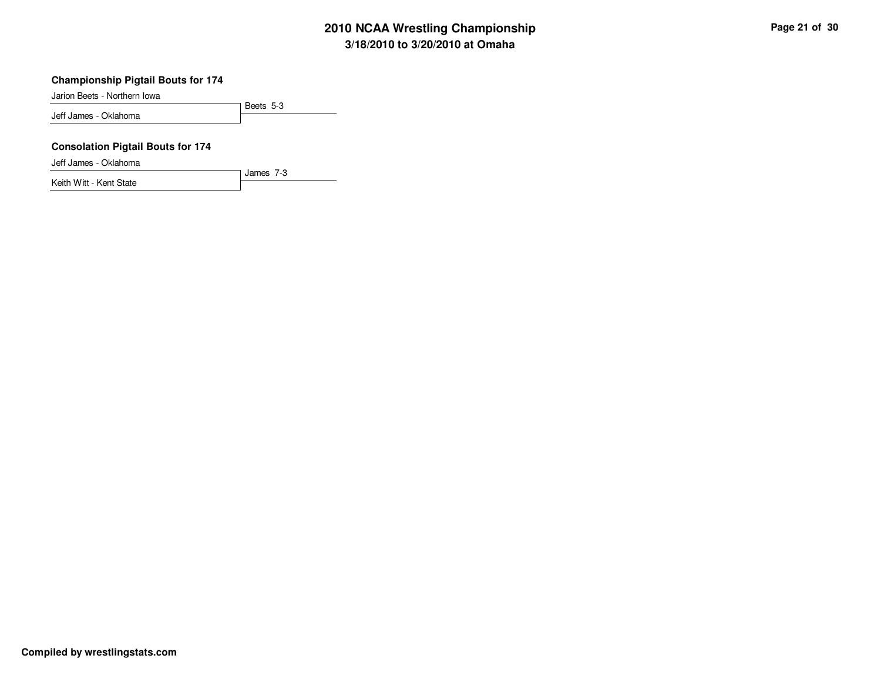# 2010 NCAA Wrestling Championship

## 3/18/2010 to 3/20/2010 at Omaha

### Championship Pigtail Bouts for 174

Jarion Beets - Northern Iowa

Jeff James - Oklahoma

Beets 5-3

### Consolation Pigtail Bouts for 174

Jeff James - Oklahoma

Keith Witt - Kent State

James 7-3

**Compiled by wrestlingstats.com**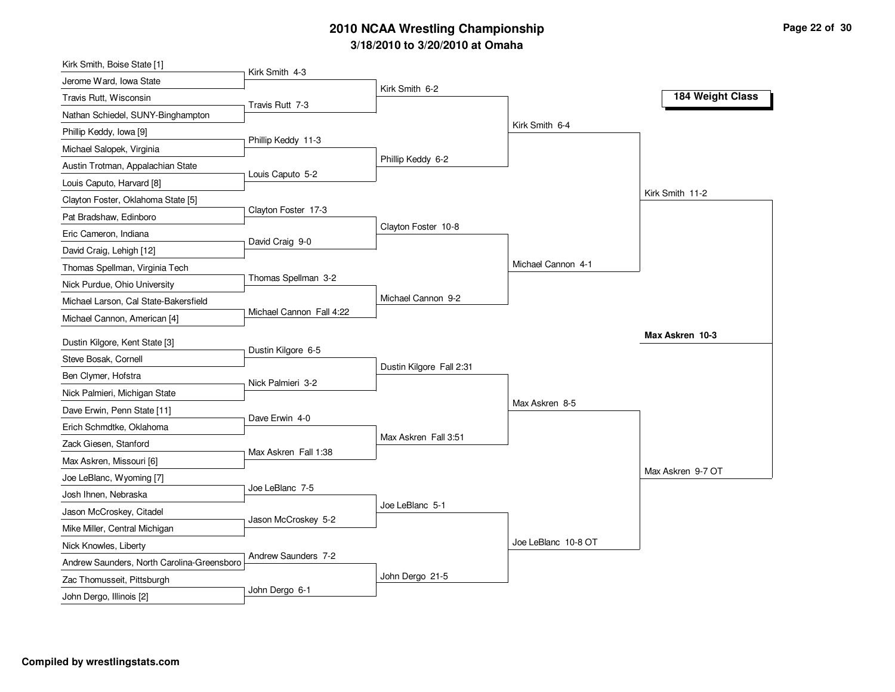# 2010 NCAA Wrestling Championship

## 3/18/2010 to 3/20/2010 at Omaha

### 184 Weight Class

| First Round | Second Round | Quarterfinals | Semifinals | Finals |
|---|---|---|---|---|
| Kirk Smith, Boise State [1] | | | | |
| Jerome Ward, Iowa State | Kirk Smith 4-3 | | | |
| Travis Rutt, Wisconsin | | Kirk Smith 6-2 | | |
| Nathan Schiedel, SUNY-Binghampton | Travis Rutt 7-3 | | | |
| Phillip Keddy, Iowa [9] | | | Kirk Smith 6-4 | |
| Michael Salopek, Virginia | Phillip Keddy 11-3 | | | |
| Austin Trotman, Appalachian State | | Phillip Keddy 6-2 | | |
| Louis Caputo, Harvard [8] | Louis Caputo 5-2 | | | |
| Clayton Foster, Oklahoma State [5] | | | | Kirk Smith 11-2 |
| Pat Bradshaw, Edinboro | Clayton Foster 17-3 | | | |
| Eric Cameron, Indiana | | Clayton Foster 10-8 | | |
| David Craig, Lehigh [12] | David Craig 9-0 | | | |
| Thomas Spellman, Virginia Tech | | | Michael Cannon 4-1 | |
| Nick Purdue, Ohio University | Thomas Spellman 3-2 | | | |
| Michael Larson, Cal State-Bakersfield | | Michael Cannon 9-2 | | |
| Michael Cannon, American [4] | Michael Cannon Fall 4:22 | | | |
| Dustin Kilgore, Kent State [3] | | | | |
| Steve Bosak, Cornell | Dustin Kilgore 6-5 | | | |
| Ben Clymer, Hofstra | | Dustin Kilgore Fall 2:31 | | |
| Nick Palmieri, Michigan State | Nick Palmieri 3-2 | | | |
| Dave Erwin, Penn State [11] | | | Max Askren 8-5 | |
| Erich Schmdtke, Oklahoma | Dave Erwin 4-0 | | | |
| Zack Giesen, Stanford | | Max Askren Fall 3:51 | | |
| Max Askren, Missouri [6] | Max Askren Fall 1:38 | | | |
| Joe LeBlanc, Wyoming [7] | | | | Max Askren 9-7 OT |
| Josh Ihnen, Nebraska | Joe LeBlanc 7-5 | | | |
| Jason McCroskey, Citadel | | Joe LeBlanc 5-1 | | |
| Mike Miller, Central Michigan | Jason McCroskey 5-2 | | | |
| Nick Knowles, Liberty | | | Joe LeBlanc 10-8 OT | |
| Andrew Saunders, North Carolina-Greensboro | Andrew Saunders 7-2 | | | |
| Zac Thomusseit, Pittsburgh | | John Dergo 21-5 | | |
| John Dergo, Illinois [2] | John Dergo 6-1 | | | |

**Champion: Max Askren 10-3**

Compiled by wrestlingstats.com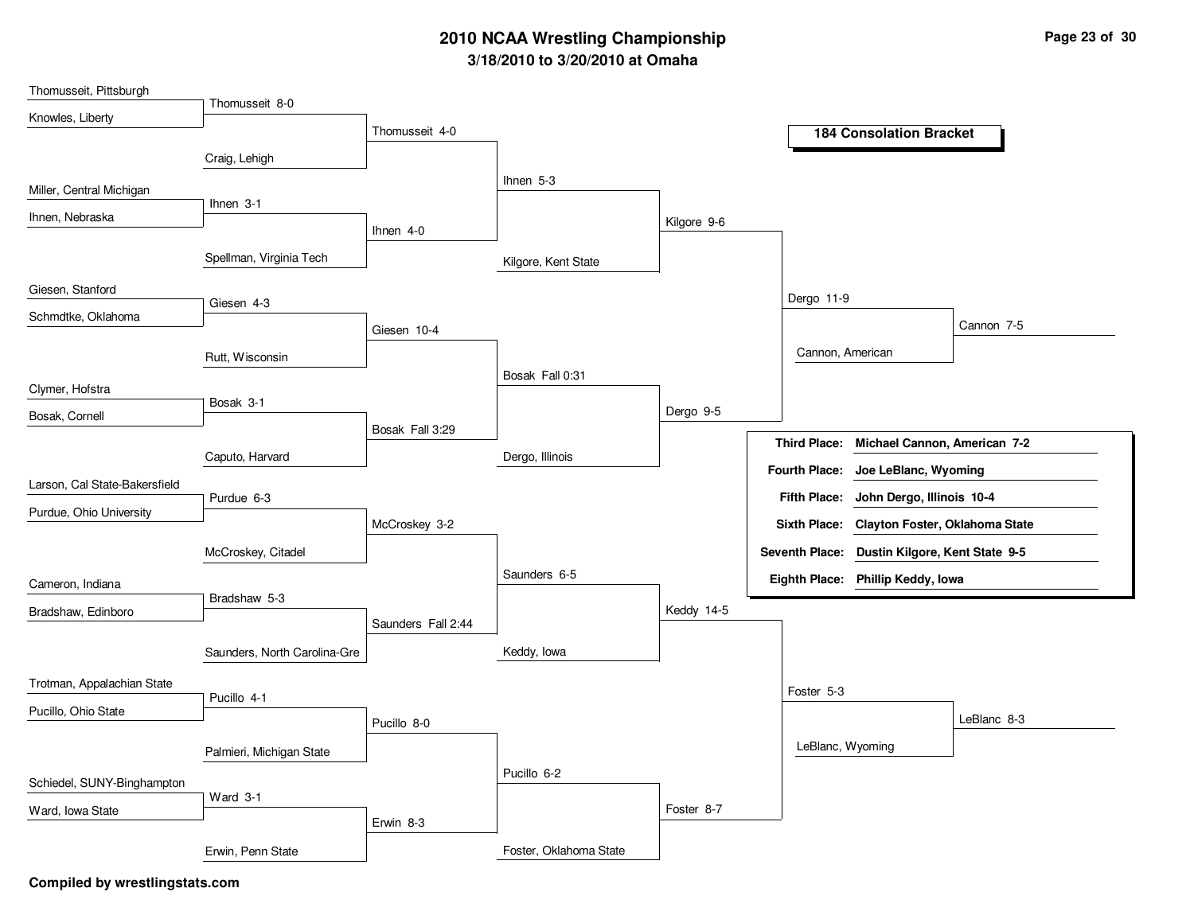# 2010 NCAA Wrestling Championship

### 3/18/2010 to 3/20/2010 at Omaha

## 184 Consolation Bracket

**Round 1 (Consolation)**

- Thomusseit, Pittsburgh vs Knowles, Liberty — Thomusseit 8-0
- Miller, Central Michigan vs Ihnen, Nebraska — Ihnen 3-1
- Giesen, Stanford vs Schmdtke, Oklahoma — Giesen 4-3
- Clymer, Hofstra vs Bosak, Cornell — Bosak 3-1
- Larson, Cal State-Bakersfield vs Purdue, Ohio University — Purdue 6-3
- Cameron, Indiana vs Bradshaw, Edinboro — Bradshaw 5-3
- Trotman, Appalachian State vs Pucillo, Ohio State — Pucillo 4-1
- Schiedel, SUNY-Binghampton vs Ward, Iowa State — Ward 3-1

**Round 2**

- Thomusseit vs Craig, Lehigh — Thomusseit 4-0
- Ihnen vs Spellman, Virginia Tech — Ihnen 4-0
- Giesen vs Rutt, Wisconsin — Giesen 10-4
- Bosak vs Caputo, Harvard — Bosak Fall 3:29
- Purdue vs McCroskey, Citadel — McCroskey 3-2
- Bradshaw vs Saunders, North Carolina-Gre — Saunders Fall 2:44
- Pucillo vs Palmieri, Michigan State — Pucillo 8-0
- Ward vs Erwin, Penn State — Erwin 8-3

**Round 3**

- Thomusseit vs Ihnen — Ihnen 5-3
- Giesen vs Bosak — Bosak Fall 0:31
- McCroskey vs Saunders — Saunders 6-5
- Pucillo vs Erwin — Pucillo 6-2

**Round 4**

- Ihnen vs Kilgore, Kent State — Kilgore 9-6
- Bosak vs Dergo, Illinois — Dergo 9-5
- Saunders vs Keddy, Iowa — Keddy 14-5
- Pucillo vs Foster, Oklahoma State — Foster 8-7

**Round 5**

- Kilgore vs Dergo — Dergo 11-9
- Keddy vs Foster — Foster 5-3

**Round 6**

- Dergo vs Cannon, American — Cannon 7-5
- Foster vs LeBlanc, Wyoming — LeBlanc 8-3

| Place | Wrestler |
| --- | --- |
| **Third Place:** | **Michael Cannon, American 7-2** |
| **Fourth Place:** | **Joe LeBlanc, Wyoming** |
| **Fifth Place:** | **John Dergo, Illinois 10-4** |
| **Sixth Place:** | **Clayton Foster, Oklahoma State** |
| **Seventh Place:** | **Dustin Kilgore, Kent State 9-5** |
| **Eighth Place:** | **Phillip Keddy, Iowa** |

**Compiled by wrestlingstats.com**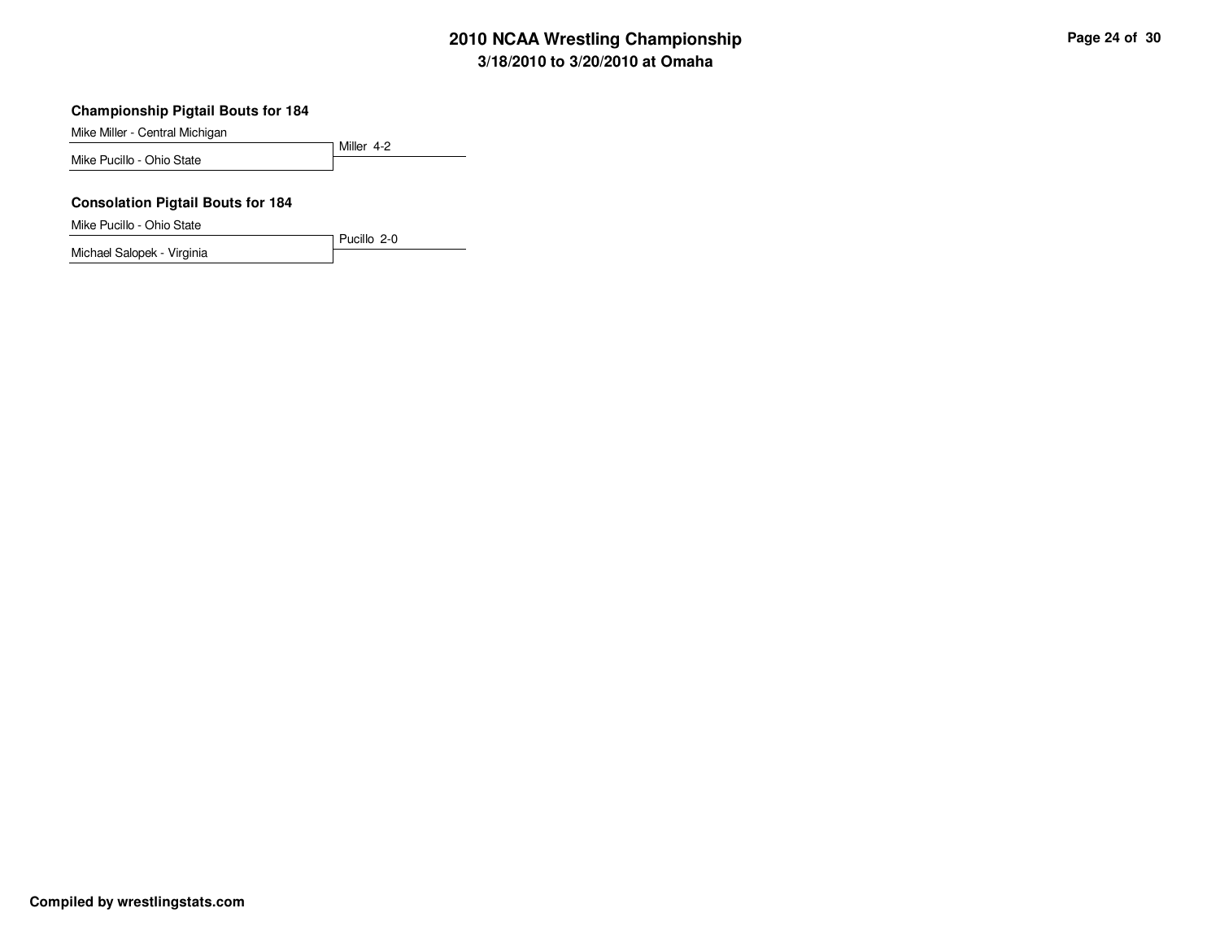### Championship Pigtail Bouts for 184

Mike Miller - Central Michigan

Mike Pucillo - Ohio State

Miller 4-2

### Consolation Pigtail Bouts for 184

Mike Pucillo - Ohio State

Michael Salopek - Virginia

Pucillo 2-0

**Compiled by wrestlingstats.com**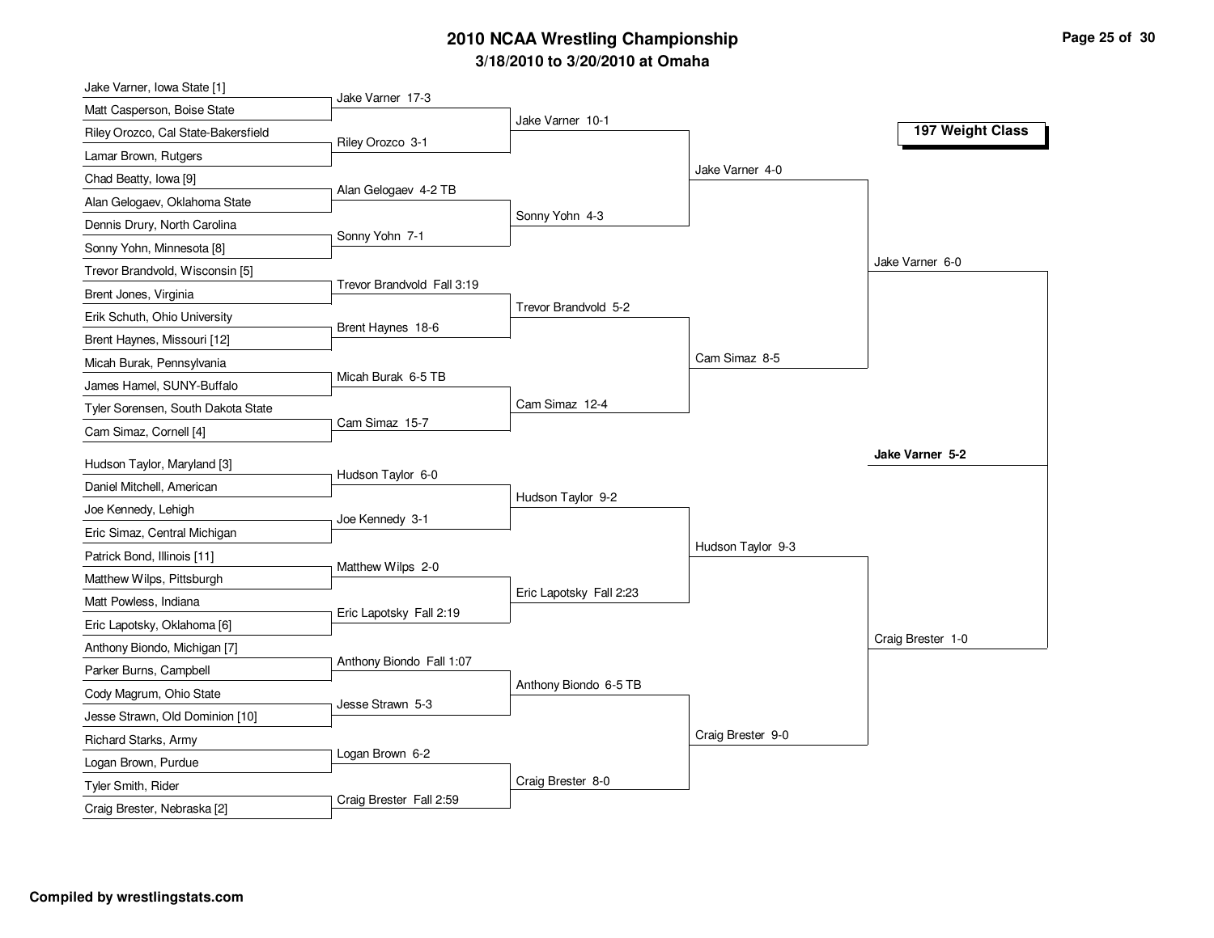# 2010 NCAA Wrestling Championship

## 3/18/2010 to 3/20/2010 at Omaha

### 197 Weight Class

**First Round**

- Jake Varner, Iowa State [1] vs Matt Casperson, Boise State — Jake Varner 17-3
- Riley Orozco, Cal State-Bakersfield vs Lamar Brown, Rutgers — Riley Orozco 3-1
- Chad Beatty, Iowa [9] vs Alan Gelogaev, Oklahoma State — Alan Gelogaev 4-2 TB
- Dennis Drury, North Carolina vs Sonny Yohn, Minnesota [8] — Sonny Yohn 7-1
- Trevor Brandvold, Wisconsin [5] vs Brent Jones, Virginia — Trevor Brandvold Fall 3:19
- Erik Schuth, Ohio University vs Brent Haynes, Missouri [12] — Brent Haynes 18-6
- Micah Burak, Pennsylvania vs James Hamel, SUNY-Buffalo — Micah Burak 6-5 TB
- Tyler Sorensen, South Dakota State vs Cam Simaz, Cornell [4] — Cam Simaz 15-7
- Hudson Taylor, Maryland [3] vs Daniel Mitchell, American — Hudson Taylor 6-0
- Joe Kennedy, Lehigh vs Eric Simaz, Central Michigan — Joe Kennedy 3-1
- Patrick Bond, Illinois [11] vs Matthew Wilps, Pittsburgh — Matthew Wilps 2-0
- Matt Powless, Indiana vs Eric Lapotsky, Oklahoma [6] — Eric Lapotsky Fall 2:19
- Anthony Biondo, Michigan [7] vs Parker Burns, Campbell — Anthony Biondo Fall 1:07
- Cody Magrum, Ohio State vs Jesse Strawn, Old Dominion [10] — Jesse Strawn 5-3
- Richard Starks, Army vs Logan Brown, Purdue — Logan Brown 6-2
- Tyler Smith, Rider vs Craig Brester, Nebraska [2] — Craig Brester Fall 2:59

**Second Round**

- Jake Varner 10-1
- Sonny Yohn 4-3
- Trevor Brandvold 5-2
- Cam Simaz 12-4
- Hudson Taylor 9-2
- Eric Lapotsky Fall 2:23
- Anthony Biondo 6-5 TB
- Craig Brester 8-0

**Quarterfinals**

- Jake Varner 4-0
- Cam Simaz 8-5
- Hudson Taylor 9-3
- Craig Brester 9-0

**Semifinals**

- Jake Varner 6-0
- Craig Brester 1-0

**Championship**

- **Jake Varner 5-2**

Compiled by wrestlingstats.com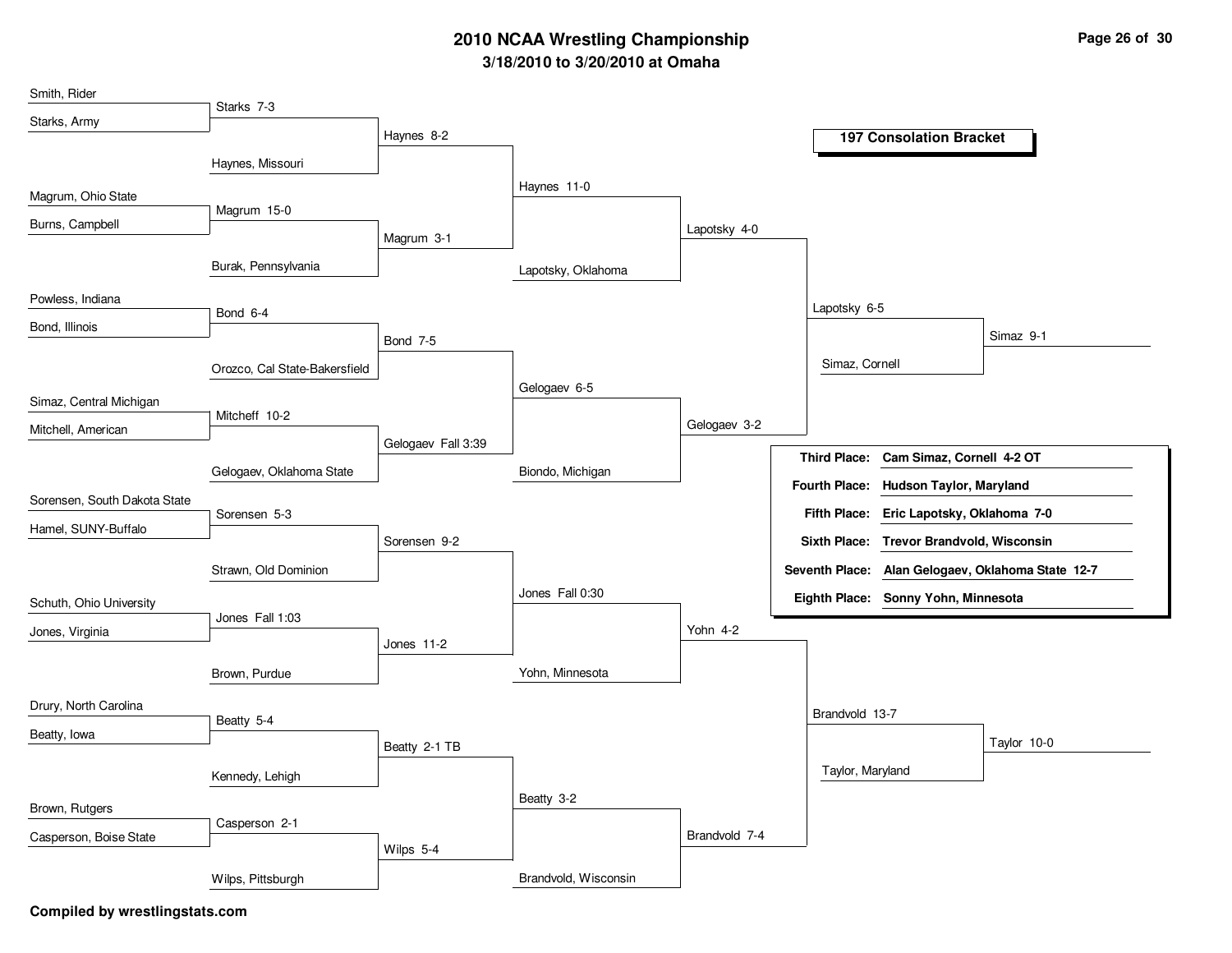# 2010 NCAA Wrestling Championship

### 3/18/2010 to 3/20/2010 at Omaha

## 197 Consolation Bracket

**Consolation Round 1**

| Wrestler 1 | Wrestler 2 | Result |
|---|---|---|
| Smith, Rider | Starks, Army | Starks 7-3 |
| Magrum, Ohio State | Burns, Campbell | Magrum 15-0 |
| Powless, Indiana | Bond, Illinois | Bond 6-4 |
| Simaz, Central Michigan | Mitchell, American | Mitcheff 10-2 |
| Sorensen, South Dakota State | Hamel, SUNY-Buffalo | Sorensen 5-3 |
| Schuth, Ohio University | Jones, Virginia | Jones Fall 1:03 |
| Drury, North Carolina | Beatty, Iowa | Beatty 5-4 |
| Brown, Rutgers | Casperson, Boise State | Casperson 2-1 |

**Consolation Round 2**

| Wrestler 1 | Wrestler 2 | Result |
|---|---|---|
| Starks | Haynes, Missouri | Haynes 8-2 |
| Magrum | Burak, Pennsylvania | Magrum 3-1 |
| Bond | Orozco, Cal State-Bakersfield | Bond 7-5 |
| Mitcheff | Gelogaev, Oklahoma State | Gelogaev Fall 3:39 |
| Sorensen | Strawn, Old Dominion | Sorensen 9-2 |
| Jones | Brown, Purdue | Jones 11-2 |
| Beatty | Kennedy, Lehigh | Beatty 2-1 TB |
| Casperson | Wilps, Pittsburgh | Wilps 5-4 |

**Consolation Round 3**

| Wrestler 1 | Wrestler 2 | Result |
|---|---|---|
| Haynes | Magrum | Haynes 11-0 |
| Bond | Gelogaev | Gelogaev 6-5 |
| Sorensen | Jones | Jones Fall 0:30 |
| Beatty | Wilps | Beatty 3-2 |

**Consolation Round 4**

| Wrestler 1 | Wrestler 2 | Result |
|---|---|---|
| Haynes | Lapotsky, Oklahoma | Lapotsky 4-0 |
| Gelogaev | Biondo, Michigan | Gelogaev 3-2 |
| Jones | Yohn, Minnesota | Yohn 4-2 |
| Beatty | Brandvold, Wisconsin | Brandvold 7-4 |

**Consolation Quarterfinals**

| Wrestler 1 | Wrestler 2 | Result |
|---|---|---|
| Lapotsky | Gelogaev | Lapotsky 6-5 |
| Yohn | Brandvold | Brandvold 13-7 |

**Consolation Semifinals**

| Wrestler 1 | Wrestler 2 | Result |
|---|---|---|
| Lapotsky | Simaz, Cornell | Simaz 9-1 |
| Brandvold | Taylor, Maryland | Taylor 10-0 |

| Place | Result |
|---|---|
| **Third Place:** | **Cam Simaz, Cornell 4-2 OT** |
| **Fourth Place:** | **Hudson Taylor, Maryland** |
| **Fifth Place:** | **Eric Lapotsky, Oklahoma 7-0** |
| **Sixth Place:** | **Trevor Brandvold, Wisconsin** |
| **Seventh Place:** | **Alan Gelogaev, Oklahoma State 12-7** |
| **Eighth Place:** | **Sonny Yohn, Minnesota** |

**Compiled by wrestlingstats.com**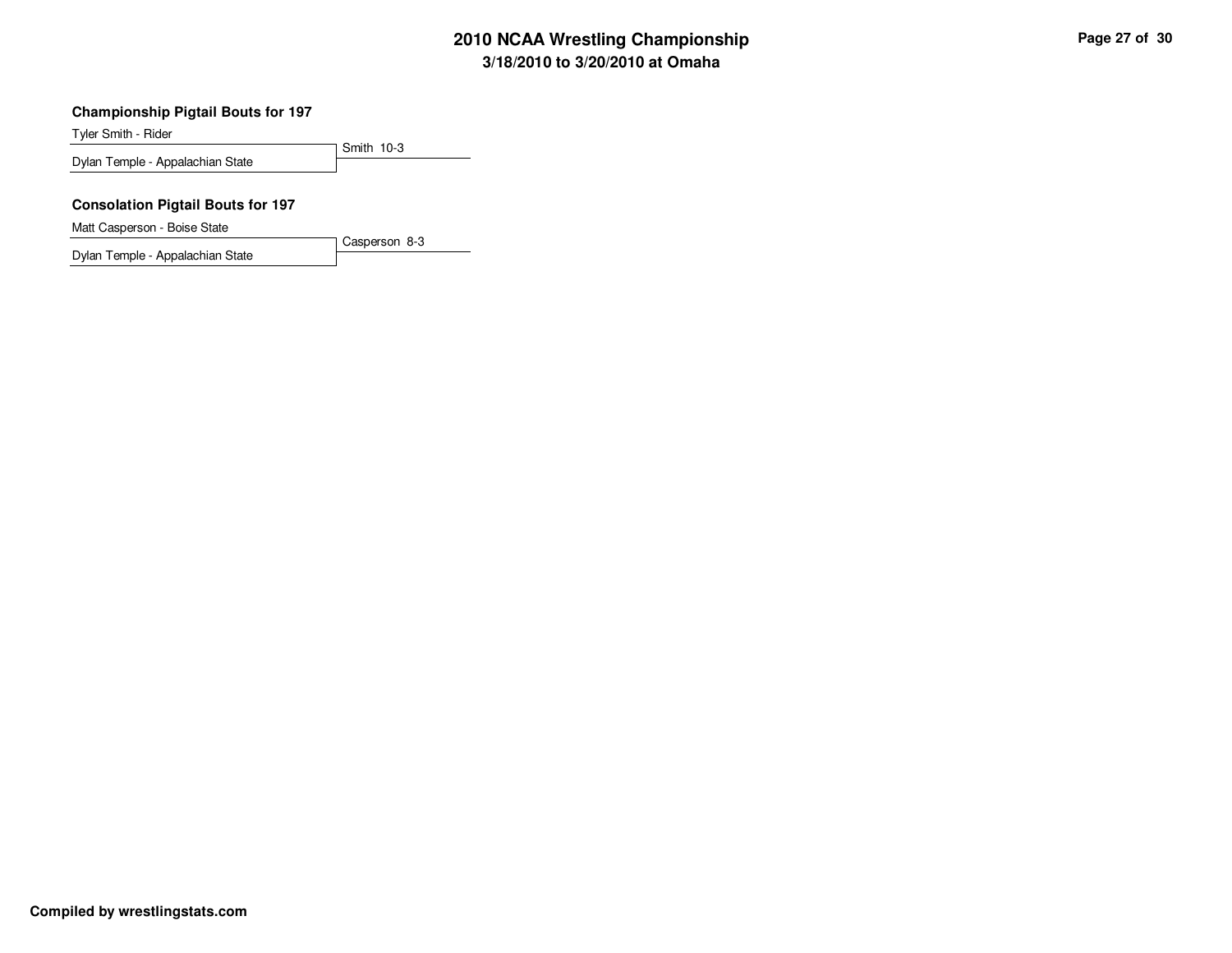### Championship Pigtail Bouts for 197

Tyler Smith - Rider
Dylan Temple - Appalachian State

Smith 10-3

### Consolation Pigtail Bouts for 197

Matt Casperson - Boise State
Dylan Temple - Appalachian State

Casperson 8-3

**Compiled by wrestlingstats.com**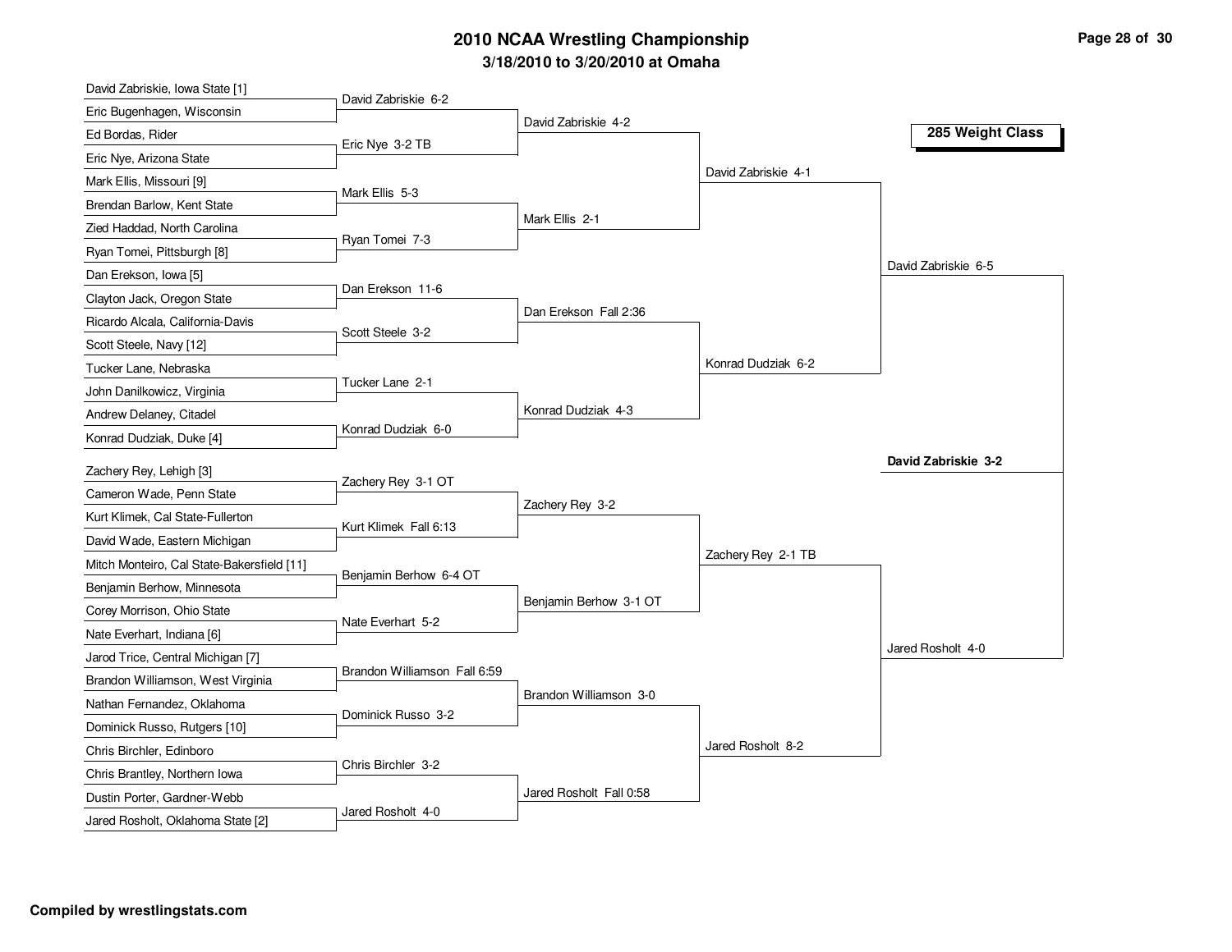# 2010 NCAA Wrestling Championship

## 3/18/2010 to 3/20/2010 at Omaha

### 285 Weight Class

| First Round | Second Round | Quarterfinals | Semifinals | Finals |
| --- | --- | --- | --- | --- |
| David Zabriskie, Iowa State [1] | David Zabriskie 6-2 | David Zabriskie 4-2 | David Zabriskie 4-1 | David Zabriskie 6-5 |
| Eric Bugenhagen, Wisconsin | | | | |
| Ed Bordas, Rider | Eric Nye 3-2 TB | | | |
| Eric Nye, Arizona State | | | | |
| Mark Ellis, Missouri [9] | Mark Ellis 5-3 | Mark Ellis 2-1 | | |
| Brendan Barlow, Kent State | | | | |
| Zied Haddad, North Carolina | Ryan Tomei 7-3 | | | |
| Ryan Tomei, Pittsburgh [8] | | | | |
| Dan Erekson, Iowa [5] | Dan Erekson 11-6 | Dan Erekson Fall 2:36 | Konrad Dudziak 6-2 | |
| Clayton Jack, Oregon State | | | | |
| Ricardo Alcala, California-Davis | Scott Steele 3-2 | | | |
| Scott Steele, Navy [12] | | | | |
| Tucker Lane, Nebraska | Tucker Lane 2-1 | Konrad Dudziak 4-3 | | |
| John Danilkowicz, Virginia | | | | |
| Andrew Delaney, Citadel | Konrad Dudziak 6-0 | | | |
| Konrad Dudziak, Duke [4] | | | | |
| Zachery Rey, Lehigh [3] | Zachery Rey 3-1 OT | Zachery Rey 3-2 | Zachery Rey 2-1 TB | Jared Rosholt 4-0 |
| Cameron Wade, Penn State | | | | |
| Kurt Klimek, Cal State-Fullerton | Kurt Klimek Fall 6:13 | | | |
| David Wade, Eastern Michigan | | | | |
| Mitch Monteiro, Cal State-Bakersfield [11] | Benjamin Berhow 6-4 OT | Benjamin Berhow 3-1 OT | | |
| Benjamin Berhow, Minnesota | | | | |
| Corey Morrison, Ohio State | Nate Everhart 5-2 | | | |
| Nate Everhart, Indiana [6] | | | | |
| Jarod Trice, Central Michigan [7] | Brandon Williamson Fall 6:59 | Brandon Williamson 3-0 | Jared Rosholt 8-2 | |
| Brandon Williamson, West Virginia | | | | |
| Nathan Fernandez, Oklahoma | Dominick Russo 3-2 | | | |
| Dominick Russo, Rutgers [10] | | | | |
| Chris Birchler, Edinboro | Chris Birchler 3-2 | Jared Rosholt Fall 0:58 | | |
| Chris Brantley, Northern Iowa | | | | |
| Dustin Porter, Gardner-Webb | Jared Rosholt 4-0 | | | |
| Jared Rosholt, Oklahoma State [2] | | | | |

**Champion: David Zabriskie 3-2**

**Compiled by wrestlingstats.com**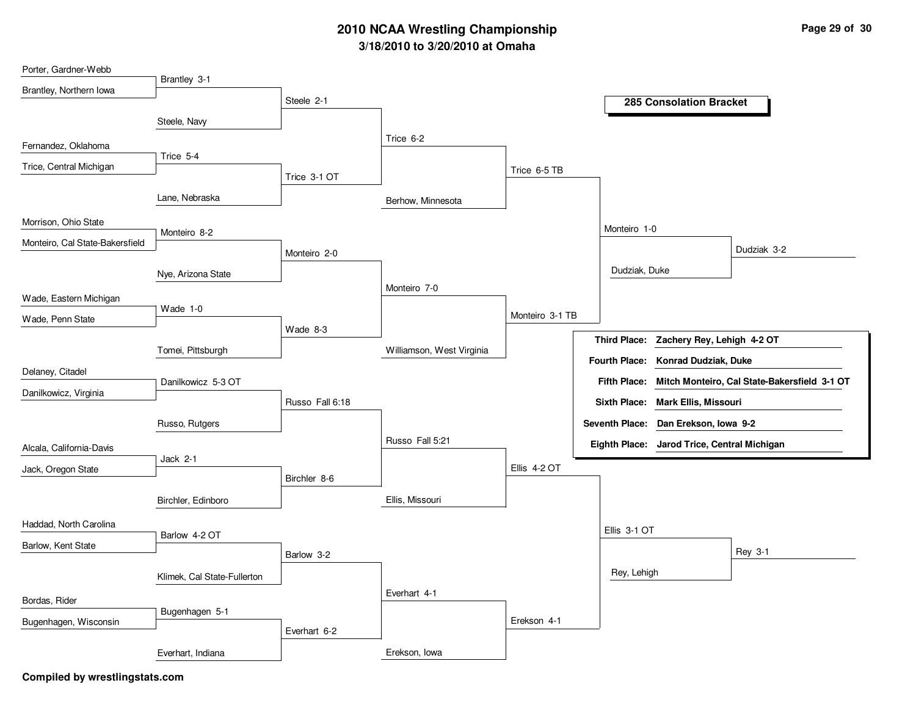# 2010 NCAA Wrestling Championship

**3/18/2010 to 3/20/2010 at Omaha**

## 285 Consolation Bracket

### Round 1

| Wrestler 1 | Wrestler 2 | Result |
|---|---|---|
| Porter, Gardner-Webb | Brantley, Northern Iowa | Brantley 3-1 |
| Fernandez, Oklahoma | Trice, Central Michigan | Trice 5-4 |
| Morrison, Ohio State | Monteiro, Cal State-Bakersfield | Monteiro 8-2 |
| Wade, Eastern Michigan | Wade, Penn State | Wade 1-0 |
| Delaney, Citadel | Danilkowicz, Virginia | Danilkowicz 5-3 OT |
| Alcala, California-Davis | Jack, Oregon State | Jack 2-1 |
| Haddad, North Carolina | Barlow, Kent State | Barlow 4-2 OT |
| Bordas, Rider | Bugenhagen, Wisconsin | Bugenhagen 5-1 |

### Round 2

| Wrestler 1 | Wrestler 2 | Result |
|---|---|---|
| Brantley | Steele, Navy | Steele 2-1 |
| Trice | Lane, Nebraska | Trice 3-1 OT |
| Monteiro | Nye, Arizona State | Monteiro 2-0 |
| Wade | Tomei, Pittsburgh | Wade 8-3 |
| Danilkowicz | Russo, Rutgers | Russo Fall 6:18 |
| Jack | Birchler, Edinboro | Birchler 8-6 |
| Barlow | Klimek, Cal State-Fullerton | Barlow 3-2 |
| Bugenhagen | Everhart, Indiana | Everhart 6-2 |

### Round 3

| Wrestler 1 | Wrestler 2 | Result |
|---|---|---|
| Steele | Trice | Trice 6-2 |
| Monteiro | Wade | Monteiro 7-0 |
| Russo | Birchler | Russo Fall 5:21 |
| Barlow | Everhart | Everhart 4-1 |

### Round 4

| Wrestler 1 | Wrestler 2 | Result |
|---|---|---|
| Trice | Berhow, Minnesota | Trice 6-5 TB |
| Monteiro | Williamson, West Virginia | Monteiro 3-1 TB |
| Russo | Ellis, Missouri | Ellis 4-2 OT |
| Everhart | Erekson, Iowa | Erekson 4-1 |

### Round 5

| Wrestler 1 | Wrestler 2 | Result |
|---|---|---|
| Trice | Monteiro | Monteiro 1-0 |
| Ellis | Erekson | Ellis 3-1 OT |

### Consolation Semifinals

| Wrestler 1 | Wrestler 2 | Result |
|---|---|---|
| Monteiro | Dudziak, Duke | Dudziak 3-2 |
| Ellis | Rey, Lehigh | Rey 3-1 |

### Placement

| Place | Result |
|---|---|
| Third Place: | **Zachery Rey, Lehigh 4-2 OT** |
| Fourth Place: | **Konrad Dudziak, Duke** |
| Fifth Place: | **Mitch Monteiro, Cal State-Bakersfield 3-1 OT** |
| Sixth Place: | **Mark Ellis, Missouri** |
| Seventh Place: | **Dan Erekson, Iowa 9-2** |
| Eighth Place: | **Jarod Trice, Central Michigan** |

**Compiled by wrestlingstats.com**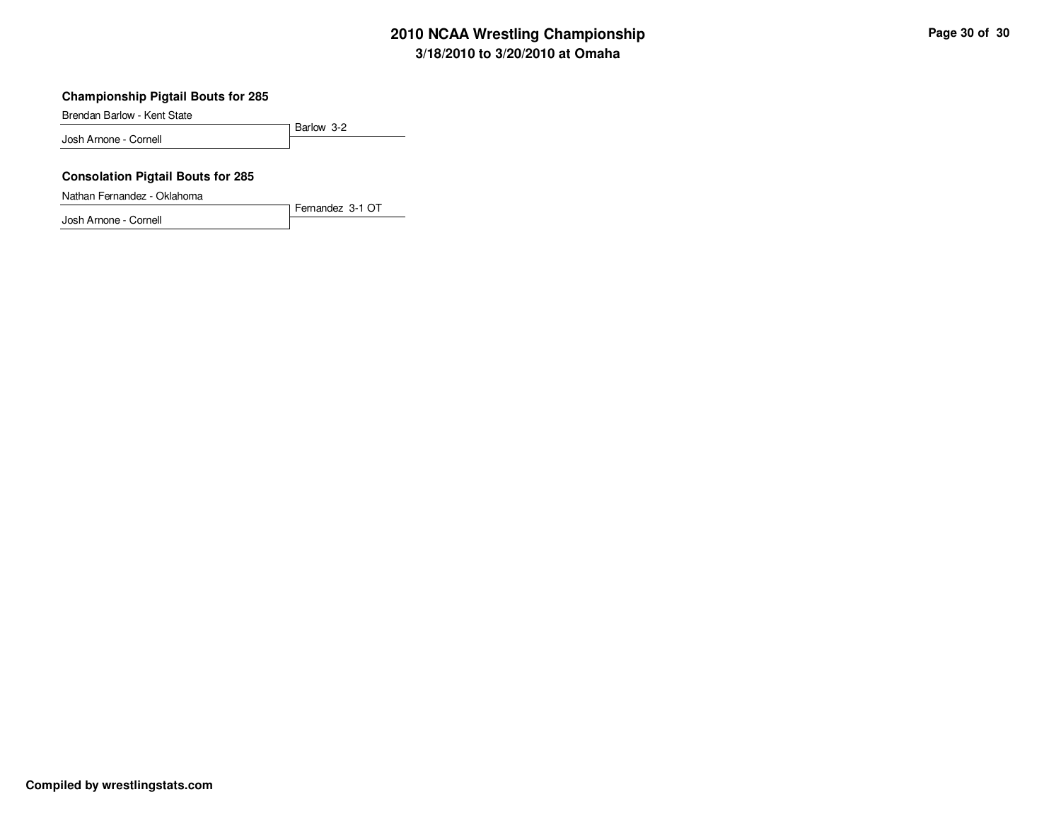### Championship Pigtail Bouts for 285

Brendan Barlow - Kent State

Josh Arnone - Cornell

Barlow 3-2

### Consolation Pigtail Bouts for 285

Nathan Fernandez - Oklahoma

Josh Arnone - Cornell

Fernandez 3-1 OT